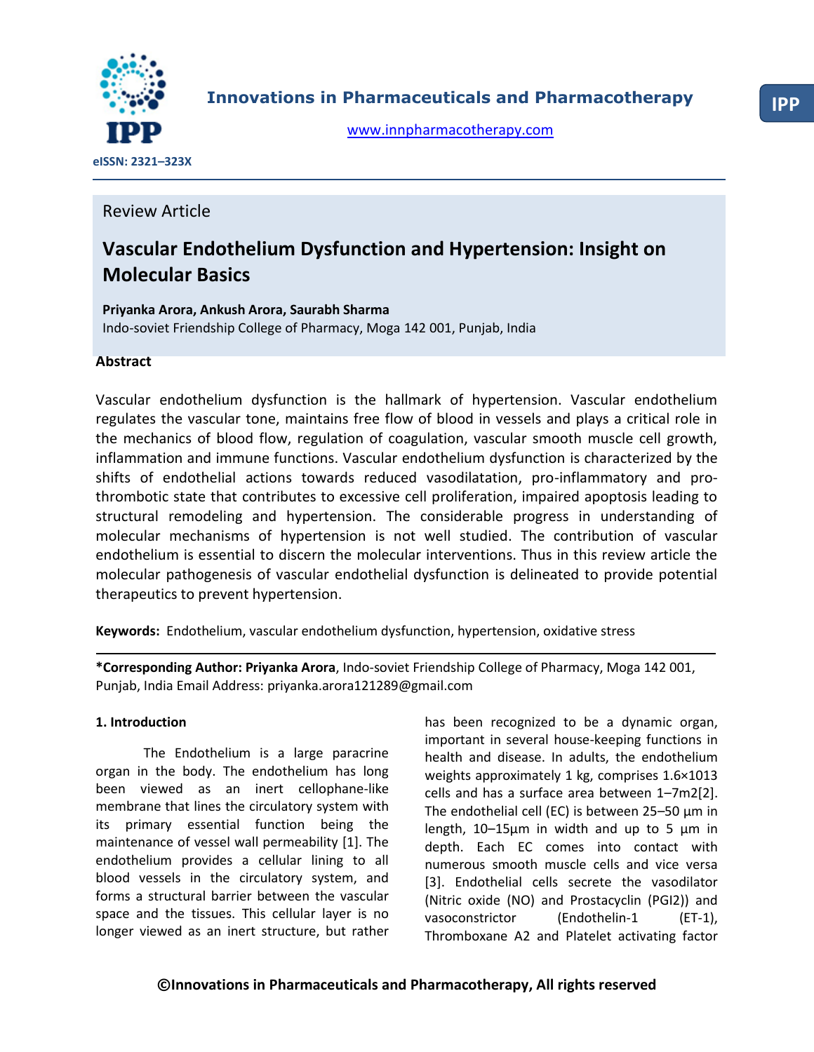Review Article

# Vascular Endothelium Dysfunction and Hypertension: Insight on Molecular Basics

**Priyanka Arora, Ankush Arora, Saurabh Sharma**
Indo-soviet Friendship College of Pharmacy, Moga 142 001, Punjab, India

## Abstract

Vascular endothelium dysfunction is the hallmark of hypertension. Vascular endothelium regulates the vascular tone, maintains free flow of blood in vessels and plays a critical role in the mechanics of blood flow, regulation of coagulation, vascular smooth muscle cell growth, inflammation and immune functions. Vascular endothelium dysfunction is characterized by the shifts of endothelial actions towards reduced vasodilatation, pro-inflammatory and pro-thrombotic state that contributes to excessive cell proliferation, impaired apoptosis leading to structural remodeling and hypertension. The considerable progress in understanding of molecular mechanisms of hypertension is not well studied. The contribution of vascular endothelium is essential to discern the molecular interventions. Thus in this review article the molecular pathogenesis of vascular endothelial dysfunction is delineated to provide potential therapeutics to prevent hypertension.

**Keywords:** Endothelium, vascular endothelium dysfunction, hypertension, oxidative stress

**\*Corresponding Author: Priyanka Arora**, Indo-soviet Friendship College of Pharmacy, Moga 142 001, Punjab, India Email Address: priyanka.arora121289@gmail.com

## 1. Introduction

The Endothelium is a large paracrine organ in the body. The endothelium has long been viewed as an inert cellophane-like membrane that lines the circulatory system with its primary essential function being the maintenance of vessel wall permeability [1]. The endothelium provides a cellular lining to all blood vessels in the circulatory system, and forms a structural barrier between the vascular space and the tissues. This cellular layer is no longer viewed as an inert structure, but rather has been recognized to be a dynamic organ, important in several house-keeping functions in health and disease. In adults, the endothelium weights approximately 1 kg, comprises 1.6×1013 cells and has a surface area between 1–7m2[2]. The endothelial cell (EC) is between 25–50 µm in length, 10–15µm in width and up to 5 µm in depth. Each EC comes into contact with numerous smooth muscle cells and vice versa [3]. Endothelial cells secrete the vasodilator (Nitric oxide (NO) and Prostacyclin (PGI2)) and vasoconstrictor (Endothelin-1 (ET-1), Thromboxane A2 and Platelet activating factor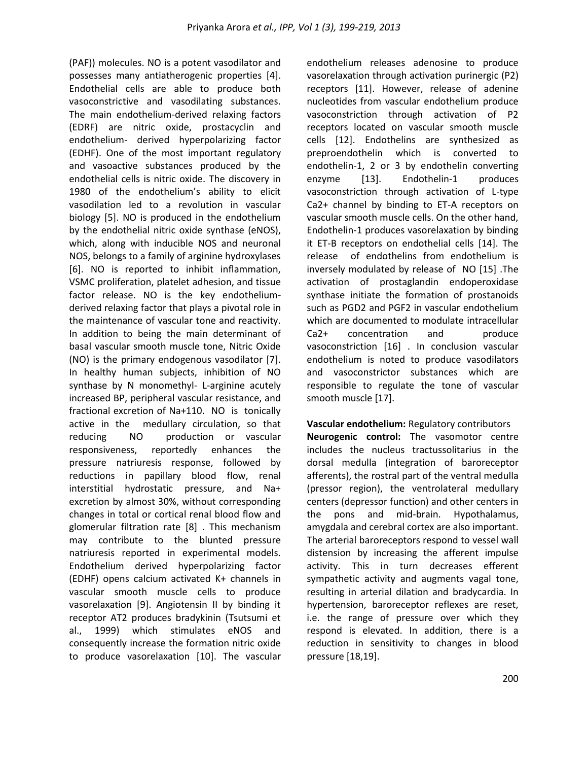(PAF)) molecules. NO is a potent vasodilator and possesses many antiatherogenic properties [4]. Endothelial cells are able to produce both vasoconstrictive and vasodilating substances. The main endothelium-derived relaxing factors (EDRF) are nitric oxide, prostacyclin and endothelium- derived hyperpolarizing factor (EDHF). One of the most important regulatory and vasoactive substances produced by the endothelial cells is nitric oxide. The discovery in 1980 of the endothelium's ability to elicit vasodilation led to a revolution in vascular biology [5]. NO is produced in the endothelium by the endothelial nitric oxide synthase (eNOS), which, along with inducible NOS and neuronal NOS, belongs to a family of arginine hydroxylases [6]. NO is reported to inhibit inflammation, VSMC proliferation, platelet adhesion, and tissue factor release. NO is the key endothelium-derived relaxing factor that plays a pivotal role in the maintenance of vascular tone and reactivity. In addition to being the main determinant of basal vascular smooth muscle tone, Nitric Oxide (NO) is the primary endogenous vasodilator [7]. In healthy human subjects, inhibition of NO synthase by N monomethyl- L-arginine acutely increased BP, peripheral vascular resistance, and fractional excretion of Na+110. NO is tonically active in the medullary circulation, so that reducing NO production or vascular responsiveness, reportedly enhances the pressure natriuresis response, followed by reductions in papillary blood flow, renal interstitial hydrostatic pressure, and Na+ excretion by almost 30%, without corresponding changes in total or cortical renal blood flow and glomerular filtration rate [8] . This mechanism may contribute to the blunted pressure natriuresis reported in experimental models. Endothelium derived hyperpolarizing factor (EDHF) opens calcium activated K+ channels in vascular smooth muscle cells to produce vasorelaxation [9]. Angiotensin II by binding it receptor AT2 produces bradykinin (Tsutsumi et al., 1999) which stimulates eNOS and consequently increase the formation nitric oxide to produce vasorelaxation [10]. The vascular endothelium releases adenosine to produce vasorelaxation through activation purinergic (P2) receptors [11]. However, release of adenine nucleotides from vascular endothelium produce vasoconstriction through activation of P2 receptors located on vascular smooth muscle cells [12]. Endothelins are synthesized as preproendothelin which is converted to endothelin-1, 2 or 3 by endothelin converting enzyme [13]. Endothelin-1 produces vasoconstriction through activation of L-type Ca2+ channel by binding to ET-A receptors on vascular smooth muscle cells. On the other hand, Endothelin-1 produces vasorelaxation by binding it ET-B receptors on endothelial cells [14]. The release of endothelins from endothelium is inversely modulated by release of NO [15] .The activation of prostaglandin endoperoxidase synthase initiate the formation of prostanoids such as PGD2 and PGF2 in vascular endothelium which are documented to modulate intracellular Ca2+ concentration and produce vasoconstriction [16] . In conclusion vascular endothelium is noted to produce vasodilators and vasoconstrictor substances which are responsible to regulate the tone of vascular smooth muscle [17].

**Vascular endothelium:** Regulatory contributors

**Neurogenic control:** The vasomotor centre includes the nucleus tractussolitarius in the dorsal medulla (integration of baroreceptor afferents), the rostral part of the ventral medulla (pressor region), the ventrolateral medullary centers (depressor function) and other centers in the pons and mid-brain. Hypothalamus, amygdala and cerebral cortex are also important. The arterial baroreceptors respond to vessel wall distension by increasing the afferent impulse activity. This in turn decreases efferent sympathetic activity and augments vagal tone, resulting in arterial dilation and bradycardia. In hypertension, baroreceptor reflexes are reset, i.e. the range of pressure over which they respond is elevated. In addition, there is a reduction in sensitivity to changes in blood pressure [18,19].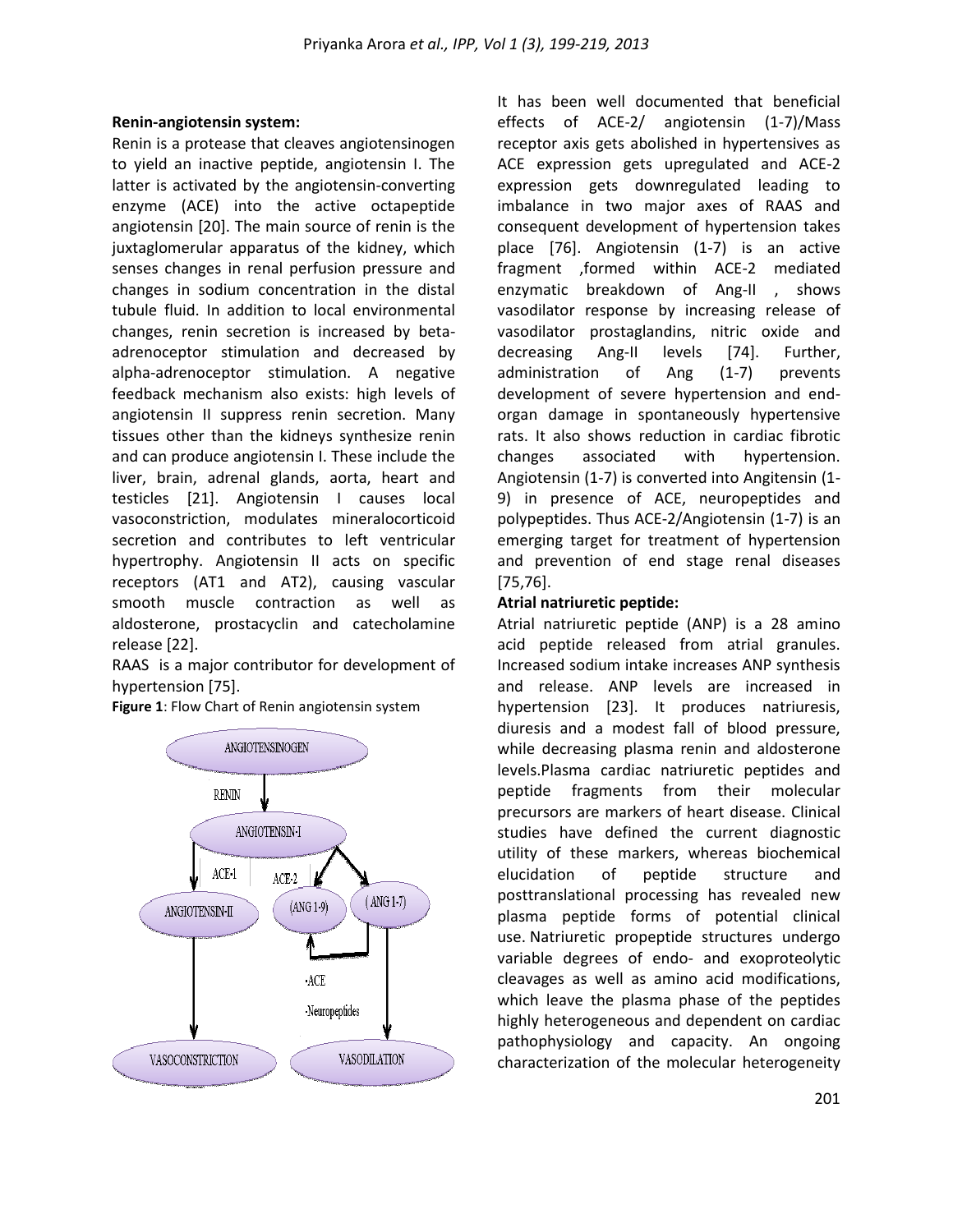**Renin-angiotensin system:**

Renin is a protease that cleaves angiotensinogen to yield an inactive peptide, angiotensin I. The latter is activated by the angiotensin-converting enzyme (ACE) into the active octapeptide angiotensin [20]. The main source of renin is the juxtaglomerular apparatus of the kidney, which senses changes in renal perfusion pressure and changes in sodium concentration in the distal tubule fluid. In addition to local environmental changes, renin secretion is increased by beta-adrenoceptor stimulation and decreased by alpha-adrenoceptor stimulation. A negative feedback mechanism also exists: high levels of angiotensin II suppress renin secretion. Many tissues other than the kidneys synthesize renin and can produce angiotensin I. These include the liver, brain, adrenal glands, aorta, heart and testicles [21]. Angiotensin I causes local vasoconstriction, modulates mineralocorticoid secretion and contributes to left ventricular hypertrophy. Angiotensin II acts on specific receptors (AT1 and AT2), causing vascular smooth muscle contraction as well as aldosterone, prostacyclin and catecholamine release [22].

RAAS is a major contributor for development of hypertension [75].

**Figure 1**: Flow Chart of Renin angiotensin system

It has been well documented that beneficial effects of ACE-2/ angiotensin (1-7)/Mass receptor axis gets abolished in hypertensives as ACE expression gets upregulated and ACE-2 expression gets downregulated leading to imbalance in two major axes of RAAS and consequent development of hypertension takes place [76]. Angiotensin (1-7) is an active fragment ,formed within ACE-2 mediated enzymatic breakdown of Ang-II , shows vasodilator response by increasing release of vasodilator prostaglandins, nitric oxide and decreasing Ang-II levels [74]. Further, administration of Ang (1-7) prevents development of severe hypertension and end-organ damage in spontaneously hypertensive rats. It also shows reduction in cardiac fibrotic changes associated with hypertension. Angiotensin (1-7) is converted into Angitensin (1-9) in presence of ACE, neuropeptides and polypeptides. Thus ACE-2/Angiotensin (1-7) is an emerging target for treatment of hypertension and prevention of end stage renal diseases [75,76].

**Atrial natriuretic peptide:**

Atrial natriuretic peptide (ANP) is a 28 amino acid peptide released from atrial granules. Increased sodium intake increases ANP synthesis and release. ANP levels are increased in hypertension [23]. It produces natriuresis, diuresis and a modest fall of blood pressure, while decreasing plasma renin and aldosterone levels.Plasma cardiac natriuretic peptides and peptide fragments from their molecular precursors are markers of heart disease. Clinical studies have defined the current diagnostic utility of these markers, whereas biochemical elucidation of peptide structure and posttranslational processing has revealed new plasma peptide forms of potential clinical use. Natriuretic propeptide structures undergo variable degrees of endo- and exoproteolytic cleavages as well as amino acid modifications, which leave the plasma phase of the peptides highly heterogeneous and dependent on cardiac pathophysiology and capacity. An ongoing characterization of the molecular heterogeneity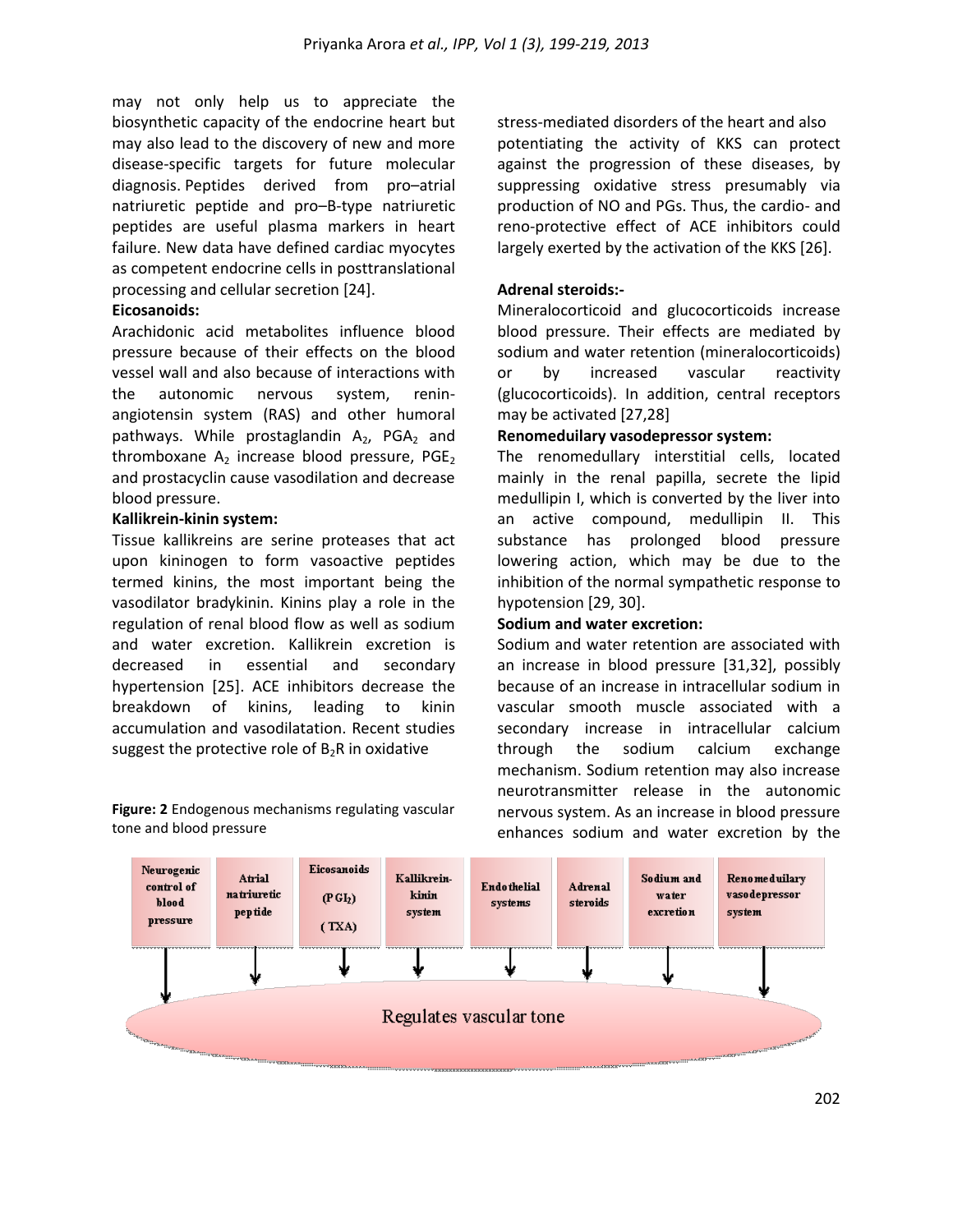may not only help us to appreciate the biosynthetic capacity of the endocrine heart but may also lead to the discovery of new and more disease-specific targets for future molecular diagnosis. Peptides derived from pro–atrial natriuretic peptide and pro–B-type natriuretic peptides are useful plasma markers in heart failure. New data have defined cardiac myocytes as competent endocrine cells in posttranslational processing and cellular secretion [24].

**Eicosanoids:**

Arachidonic acid metabolites influence blood pressure because of their effects on the blood vessel wall and also because of interactions with the autonomic nervous system, renin-angiotensin system (RAS) and other humoral pathways. While prostaglandin $A_2$, $PGA_2$ and thromboxane $A_2$ increase blood pressure, $PGE_2$ and prostacyclin cause vasodilation and decrease blood pressure.

**Kallikrein-kinin system:**

Tissue kallikreins are serine proteases that act upon kininogen to form vasoactive peptides termed kinins, the most important being the vasodilator bradykinin. Kinins play a role in the regulation of renal blood flow as well as sodium and water excretion. Kallikrein excretion is decreased in essential and secondary hypertension [25]. ACE inhibitors decrease the breakdown of kinins, leading to kinin accumulation and vasodilatation. Recent studies suggest the protective role of $B_2R$ in oxidative stress-mediated disorders of the heart and also potentiating the activity of KKS can protect against the progression of these diseases, by suppressing oxidative stress presumably via production of NO and PGs. Thus, the cardio- and reno-protective effect of ACE inhibitors could largely exerted by the activation of the KKS [26].

**Adrenal steroids:-**

Mineralocorticoid and glucocorticoids increase blood pressure. Their effects are mediated by sodium and water retention (mineralocorticoids) or by increased vascular reactivity (glucocorticoids). In addition, central receptors may be activated [27,28]

**Renomeduilary vasodepressor system:**

The renomedullary interstitial cells, located mainly in the renal papilla, secrete the lipid medullipin I, which is converted by the liver into an active compound, medullipin II. This substance has prolonged blood pressure lowering action, which may be due to the inhibition of the normal sympathetic response to hypotension [29, 30].

**Sodium and water excretion:**

Sodium and water retention are associated with an increase in blood pressure [31,32], possibly because of an increase in intracellular sodium in vascular smooth muscle associated with a secondary increase in intracellular calcium through the sodium calcium exchange mechanism. Sodium retention may also increase neurotransmitter release in the autonomic nervous system. As an increase in blood pressure enhances sodium and water excretion by the

**Figure: 2** Endogenous mechanisms regulating vascular tone and blood pressure

Neurogenic control of blood pressure | Atrial natriuretic peptide | Eicosanoids ($PGI_2$) (TXA) | Kallikrein-kinin system | Endothelial systems | Adrenal steroids | Sodium and water excretion | Renomeduilary vasodepressor system → Regulates vascular tone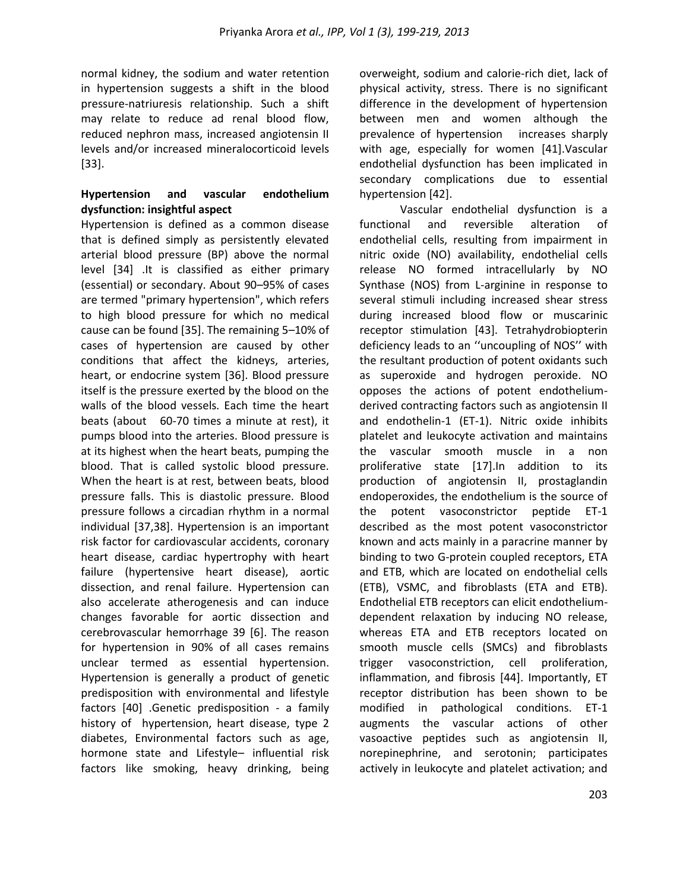normal kidney, the sodium and water retention in hypertension suggests a shift in the blood pressure-natriuresis relationship. Such a shift may relate to reduce ad renal blood flow, reduced nephron mass, increased angiotensin II levels and/or increased mineralocorticoid levels [33].

**Hypertension and vascular endothelium dysfunction: insightful aspect**

Hypertension is defined as a common disease that is defined simply as persistently elevated arterial blood pressure (BP) above the normal level [34] .It is classified as either primary (essential) or secondary. About 90–95% of cases are termed "primary hypertension", which refers to high blood pressure for which no medical cause can be found [35]. The remaining 5–10% of cases of hypertension are caused by other conditions that affect the kidneys, arteries, heart, or endocrine system [36]. Blood pressure itself is the pressure exerted by the blood on the walls of the blood vessels. Each time the heart beats (about 60-70 times a minute at rest), it pumps blood into the arteries. Blood pressure is at its highest when the heart beats, pumping the blood. That is called systolic blood pressure. When the heart is at rest, between beats, blood pressure falls. This is diastolic pressure. Blood pressure follows a circadian rhythm in a normal individual [37,38]. Hypertension is an important risk factor for cardiovascular accidents, coronary heart disease, cardiac hypertrophy with heart failure (hypertensive heart disease), aortic dissection, and renal failure. Hypertension can also accelerate atherogenesis and can induce changes favorable for aortic dissection and cerebrovascular hemorrhage 39 [6]. The reason for hypertension in 90% of all cases remains unclear termed as essential hypertension. Hypertension is generally a product of genetic predisposition with environmental and lifestyle factors [40] .Genetic predisposition - a family history of hypertension, heart disease, type 2 diabetes, Environmental factors such as age, hormone state and Lifestyle– influential risk factors like smoking, heavy drinking, being overweight, sodium and calorie-rich diet, lack of physical activity, stress. There is no significant difference in the development of hypertension between men and women although the prevalence of hypertension increases sharply with age, especially for women [41].Vascular endothelial dysfunction has been implicated in secondary complications due to essential hypertension [42].

Vascular endothelial dysfunction is a functional and reversible alteration of endothelial cells, resulting from impairment in nitric oxide (NO) availability, endothelial cells release NO formed intracellularly by NO Synthase (NOS) from L-arginine in response to several stimuli including increased shear stress during increased blood flow or muscarinic receptor stimulation [43]. Tetrahydrobiopterin deficiency leads to an ''uncoupling of NOS'' with the resultant production of potent oxidants such as superoxide and hydrogen peroxide. NO opposes the actions of potent endothelium-derived contracting factors such as angiotensin II and endothelin-1 (ET-1). Nitric oxide inhibits platelet and leukocyte activation and maintains the vascular smooth muscle in a non proliferative state [17].In addition to its production of angiotensin II, prostaglandin endoperoxides, the endothelium is the source of the potent vasoconstrictor peptide ET-1 described as the most potent vasoconstrictor known and acts mainly in a paracrine manner by binding to two G-protein coupled receptors, ETA and ETB, which are located on endothelial cells (ETB), VSMC, and fibroblasts (ETA and ETB). Endothelial ETB receptors can elicit endothelium-dependent relaxation by inducing NO release, whereas ETA and ETB receptors located on smooth muscle cells (SMCs) and fibroblasts trigger vasoconstriction, cell proliferation, inflammation, and fibrosis [44]. Importantly, ET receptor distribution has been shown to be modified in pathological conditions. ET-1 augments the vascular actions of other vasoactive peptides such as angiotensin II, norepinephrine, and serotonin; participates actively in leukocyte and platelet activation; and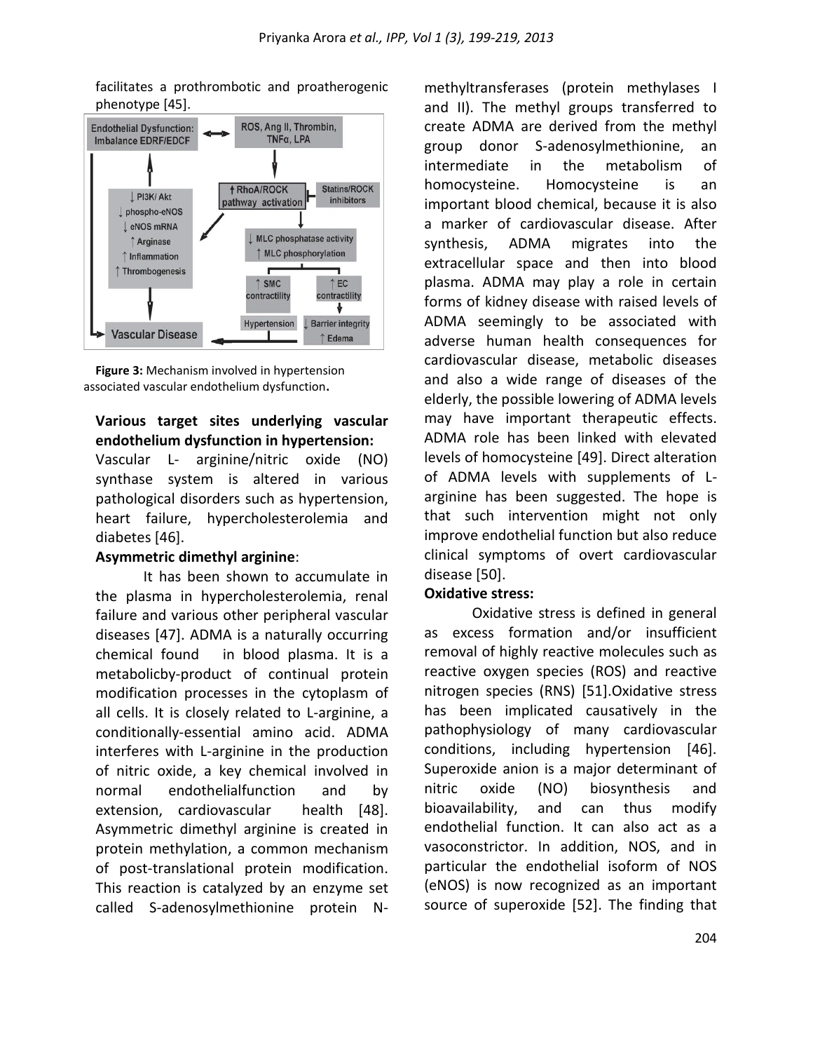facilitates a prothrombotic and proatherogenic phenotype [45].

Figure 3: Mechanism involved in hypertension associated vascular endothelium dysfunction.

**Various target sites underlying vascular endothelium dysfunction in hypertension:**

Vascular L- arginine/nitric oxide (NO) synthase system is altered in various pathological disorders such as hypertension, heart failure, hypercholesterolemia and diabetes [46].

**Asymmetric dimethyl arginine**:

It has been shown to accumulate in the plasma in hypercholesterolemia, renal failure and various other peripheral vascular diseases [47]. ADMA is a naturally occurring chemical found in blood plasma. It is a metabolicby-product of continual protein modification processes in the cytoplasm of all cells. It is closely related to L-arginine, a conditionally-essential amino acid. ADMA interferes with L-arginine in the production of nitric oxide, a key chemical involved in normal endothelialfunction and by extension, cardiovascular health [48]. Asymmetric dimethyl arginine is created in protein methylation, a common mechanism of post-translational protein modification. This reaction is catalyzed by an enzyme set called S-adenosylmethionine protein N-methyltransferases (protein methylases I and II). The methyl groups transferred to create ADMA are derived from the methyl group donor S-adenosylmethionine, an intermediate in the metabolism of homocysteine. Homocysteine is an important blood chemical, because it is also a marker of cardiovascular disease. After synthesis, ADMA migrates into the extracellular space and then into blood plasma. ADMA may play a role in certain forms of kidney disease with raised levels of ADMA seemingly to be associated with adverse human health consequences for cardiovascular disease, metabolic diseases and also a wide range of diseases of the elderly, the possible lowering of ADMA levels may have important therapeutic effects. ADMA role has been linked with elevated levels of homocysteine [49]. Direct alteration of ADMA levels with supplements of L-arginine has been suggested. The hope is that such intervention might not only improve endothelial function but also reduce clinical symptoms of overt cardiovascular disease [50].

**Oxidative stress:**

Oxidative stress is defined in general as excess formation and/or insufficient removal of highly reactive molecules such as reactive oxygen species (ROS) and reactive nitrogen species (RNS) [51].Oxidative stress has been implicated causatively in the pathophysiology of many cardiovascular conditions, including hypertension [46]. Superoxide anion is a major determinant of nitric oxide (NO) biosynthesis and bioavailability, and can thus modify endothelial function. It can also act as a vasoconstrictor. In addition, NOS, and in particular the endothelial isoform of NOS (eNOS) is now recognized as an important source of superoxide [52]. The finding that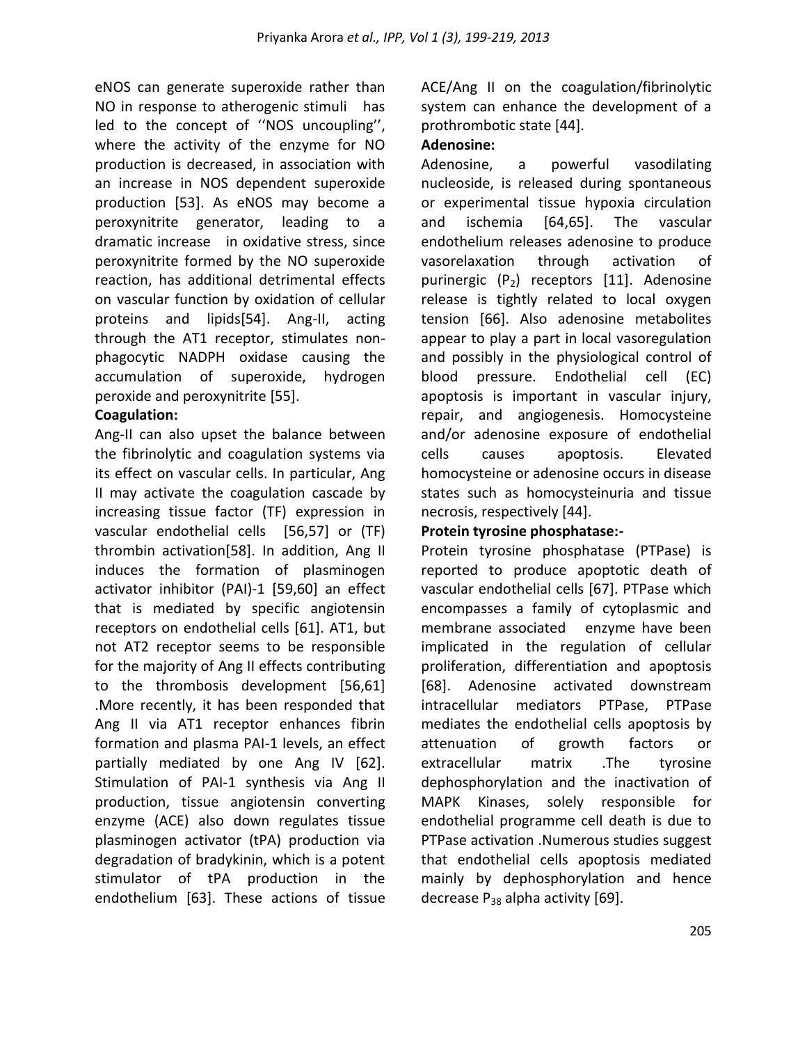eNOS can generate superoxide rather than NO in response to atherogenic stimuli has led to the concept of ''NOS uncoupling'', where the activity of the enzyme for NO production is decreased, in association with an increase in NOS dependent superoxide production [53]. As eNOS may become a peroxynitrite generator, leading to a dramatic increase in oxidative stress, since peroxynitrite formed by the NO superoxide reaction, has additional detrimental effects on vascular function by oxidation of cellular proteins and lipids[54]. Ang-II, acting through the AT1 receptor, stimulates non-phagocytic NADPH oxidase causing the accumulation of superoxide, hydrogen peroxide and peroxynitrite [55].

**Coagulation:**

Ang-II can also upset the balance between the fibrinolytic and coagulation systems via its effect on vascular cells. In particular, Ang II may activate the coagulation cascade by increasing tissue factor (TF) expression in vascular endothelial cells [56,57] or (TF) thrombin activation[58]. In addition, Ang II induces the formation of plasminogen activator inhibitor (PAI)-1 [59,60] an effect that is mediated by specific angiotensin receptors on endothelial cells [61]. AT1, but not AT2 receptor seems to be responsible for the majority of Ang II effects contributing to the thrombosis development [56,61] .More recently, it has been responded that Ang II via AT1 receptor enhances fibrin formation and plasma PAI-1 levels, an effect partially mediated by one Ang IV [62]. Stimulation of PAI-1 synthesis via Ang II production, tissue angiotensin converting enzyme (ACE) also down regulates tissue plasminogen activator (tPA) production via degradation of bradykinin, which is a potent stimulator of tPA production in the endothelium [63]. These actions of tissue ACE/Ang II on the coagulation/fibrinolytic system can enhance the development of a prothrombotic state [44].

**Adenosine:**

Adenosine, a powerful vasodilating nucleoside, is released during spontaneous or experimental tissue hypoxia circulation and ischemia [64,65]. The vascular endothelium releases adenosine to produce vasorelaxation through activation of purinergic ($P_2$) receptors [11]. Adenosine release is tightly related to local oxygen tension [66]. Also adenosine metabolites appear to play a part in local vasoregulation and possibly in the physiological control of blood pressure. Endothelial cell (EC) apoptosis is important in vascular injury, repair, and angiogenesis. Homocysteine and/or adenosine exposure of endothelial cells causes apoptosis. Elevated homocysteine or adenosine occurs in disease states such as homocysteinuria and tissue necrosis, respectively [44].

**Protein tyrosine phosphatase:-**

Protein tyrosine phosphatase (PTPase) is reported to produce apoptotic death of vascular endothelial cells [67]. PTPase which encompasses a family of cytoplasmic and membrane associated enzyme have been implicated in the regulation of cellular proliferation, differentiation and apoptosis [68]. Adenosine activated downstream intracellular mediators PTPase, PTPase mediates the endothelial cells apoptosis by attenuation of growth factors or extracellular matrix .The tyrosine dephosphorylation and the inactivation of MAPK Kinases, solely responsible for endothelial programme cell death is due to PTPase activation .Numerous studies suggest that endothelial cells apoptosis mediated mainly by dephosphorylation and hence decrease $P_{38}$ alpha activity [69].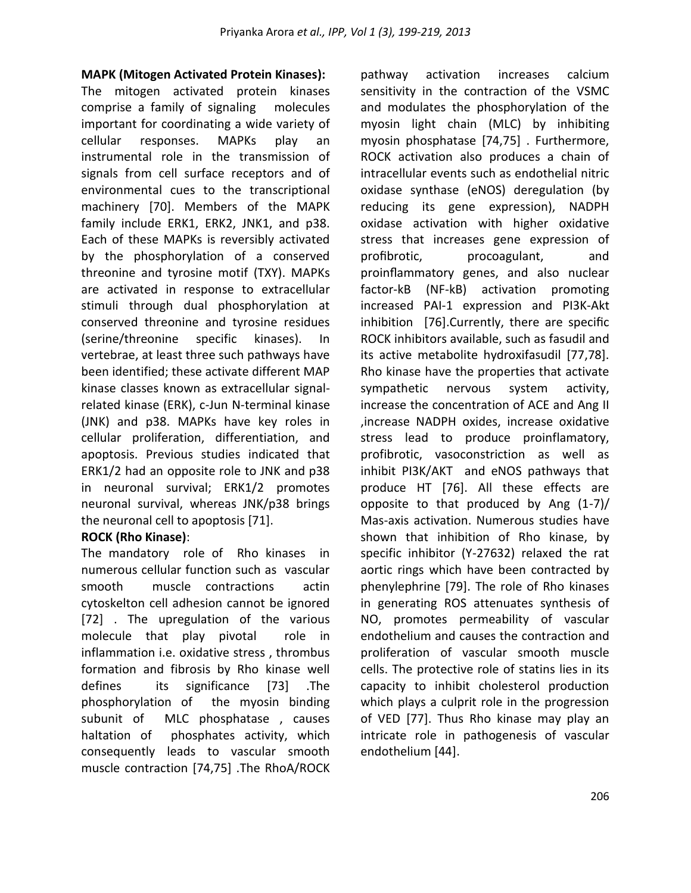**MAPK (Mitogen Activated Protein Kinases):**

The mitogen activated protein kinases comprise a family of signaling molecules important for coordinating a wide variety of cellular responses. MAPKs play an instrumental role in the transmission of signals from cell surface receptors and of environmental cues to the transcriptional machinery [70]. Members of the MAPK family include ERK1, ERK2, JNK1, and p38. Each of these MAPKs is reversibly activated by the phosphorylation of a conserved threonine and tyrosine motif (TXY). MAPKs are activated in response to extracellular stimuli through dual phosphorylation at conserved threonine and tyrosine residues (serine/threonine specific kinases). In vertebrae, at least three such pathways have been identified; these activate different MAP kinase classes known as extracellular signal-related kinase (ERK), c-Jun N-terminal kinase (JNK) and p38. MAPKs have key roles in cellular proliferation, differentiation, and apoptosis. Previous studies indicated that ERK1/2 had an opposite role to JNK and p38 in neuronal survival; ERK1/2 promotes neuronal survival, whereas JNK/p38 brings the neuronal cell to apoptosis [71].

**ROCK (Rho Kinase)**:

The mandatory role of Rho kinases in numerous cellular function such as vascular smooth muscle contractions actin cytoskelton cell adhesion cannot be ignored [72] . The upregulation of the various molecule that play pivotal role in inflammation i.e. oxidative stress , thrombus formation and fibrosis by Rho kinase well defines its significance [73] .The phosphorylation of the myosin binding subunit of MLC phosphatase , causes haltation of phosphates activity, which consequently leads to vascular smooth muscle contraction [74,75] .The RhoA/ROCK pathway activation increases calcium sensitivity in the contraction of the VSMC and modulates the phosphorylation of the myosin light chain (MLC) by inhibiting myosin phosphatase [74,75] . Furthermore, ROCK activation also produces a chain of intracellular events such as endothelial nitric oxidase synthase (eNOS) deregulation (by reducing its gene expression), NADPH oxidase activation with higher oxidative stress that increases gene expression of profibrotic, procoagulant, and proinflammatory genes, and also nuclear factor-kB (NF-kB) activation promoting increased PAI-1 expression and PI3K-Akt inhibition [76].Currently, there are specific ROCK inhibitors available, such as fasudil and its active metabolite hydroxifasudil [77,78]. Rho kinase have the properties that activate sympathetic nervous system activity, increase the concentration of ACE and Ang II ,increase NADPH oxides, increase oxidative stress lead to produce proinflamatory, profibrotic, vasoconstriction as well as inhibit PI3K/AKT and eNOS pathways that produce HT [76]. All these effects are opposite to that produced by Ang (1-7)/ Mas-axis activation. Numerous studies have shown that inhibition of Rho kinase, by specific inhibitor (Y-27632) relaxed the rat aortic rings which have been contracted by phenylephrine [79]. The role of Rho kinases in generating ROS attenuates synthesis of NO, promotes permeability of vascular endothelium and causes the contraction and proliferation of vascular smooth muscle cells. The protective role of statins lies in its capacity to inhibit cholesterol production which plays a culprit role in the progression of VED [77]. Thus Rho kinase may play an intricate role in pathogenesis of vascular endothelium [44].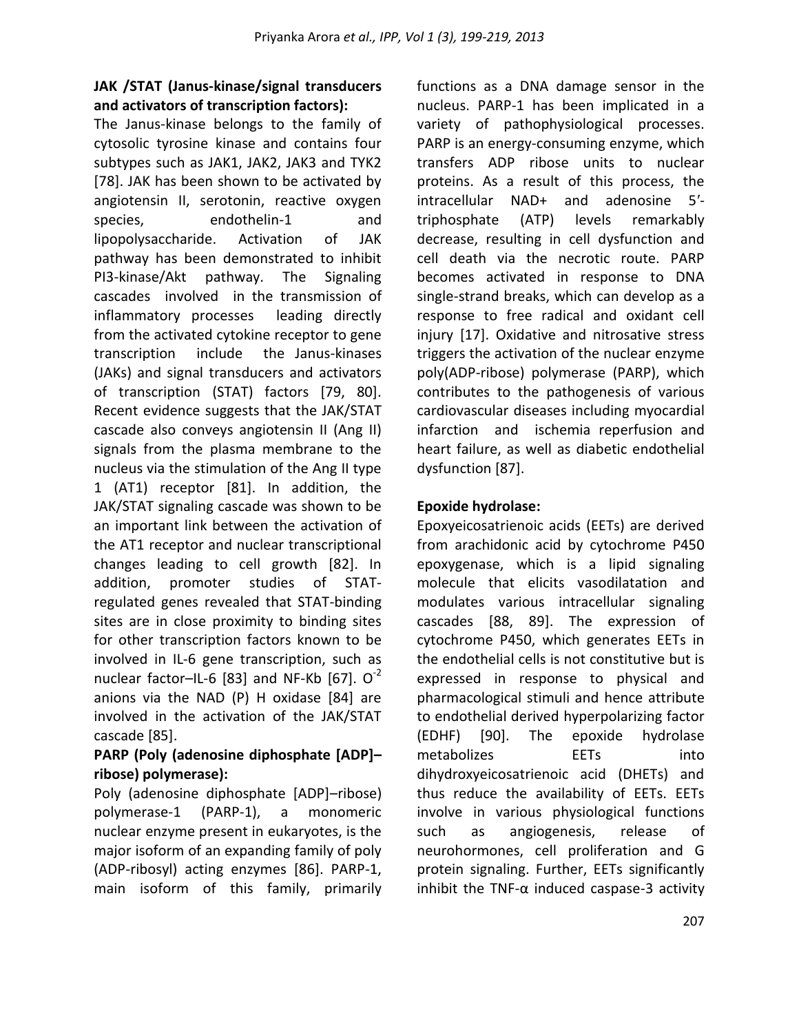**JAK /STAT (Janus-kinase/signal transducers and activators of transcription factors):**

The Janus-kinase belongs to the family of cytosolic tyrosine kinase and contains four subtypes such as JAK1, JAK2, JAK3 and TYK2 [78]. JAK has been shown to be activated by angiotensin II, serotonin, reactive oxygen species, endothelin-1 and lipopolysaccharide. Activation of JAK pathway has been demonstrated to inhibit PI3-kinase/Akt pathway. The Signaling cascades involved in the transmission of inflammatory processes leading directly from the activated cytokine receptor to gene transcription include the Janus-kinases (JAKs) and signal transducers and activators of transcription (STAT) factors [79, 80]. Recent evidence suggests that the JAK/STAT cascade also conveys angiotensin II (Ang II) signals from the plasma membrane to the nucleus via the stimulation of the Ang II type 1 (AT1) receptor [81]. In addition, the JAK/STAT signaling cascade was shown to be an important link between the activation of the AT1 receptor and nuclear transcriptional changes leading to cell growth [82]. In addition, promoter studies of STAT-regulated genes revealed that STAT-binding sites are in close proximity to binding sites for other transcription factors known to be involved in IL-6 gene transcription, such as nuclear factor–IL-6 [83] and NF-Kb [67]. $O^{-2}$ anions via the NAD (P) H oxidase [84] are involved in the activation of the JAK/STAT cascade [85].

**PARP (Poly (adenosine diphosphate [ADP]–ribose) polymerase):**

Poly (adenosine diphosphate [ADP]–ribose) polymerase-1 (PARP-1), a monomeric nuclear enzyme present in eukaryotes, is the major isoform of an expanding family of poly (ADP-ribosyl) acting enzymes [86]. PARP-1, main isoform of this family, primarily functions as a DNA damage sensor in the nucleus. PARP-1 has been implicated in a variety of pathophysiological processes. PARP is an energy-consuming enzyme, which transfers ADP ribose units to nuclear proteins. As a result of this process, the intracellular NAD+ and adenosine 5′-triphosphate (ATP) levels remarkably decrease, resulting in cell dysfunction and cell death via the necrotic route. PARP becomes activated in response to DNA single-strand breaks, which can develop as a response to free radical and oxidant cell injury [17]. Oxidative and nitrosative stress triggers the activation of the nuclear enzyme poly(ADP-ribose) polymerase (PARP), which contributes to the pathogenesis of various cardiovascular diseases including myocardial infarction and ischemia reperfusion and heart failure, as well as diabetic endothelial dysfunction [87].

**Epoxide hydrolase:**

Epoxyeicosatrienoic acids (EETs) are derived from arachidonic acid by cytochrome P450 epoxygenase, which is a lipid signaling molecule that elicits vasodilatation and modulates various intracellular signaling cascades [88, 89]. The expression of cytochrome P450, which generates EETs in the endothelial cells is not constitutive but is expressed in response to physical and pharmacological stimuli and hence attribute to endothelial derived hyperpolarizing factor (EDHF) [90]. The epoxide hydrolase metabolizes EETs into dihydroxyeicosatrienoic acid (DHETs) and thus reduce the availability of EETs. EETs involve in various physiological functions such as angiogenesis, release of neurohormones, cell proliferation and G protein signaling. Further, EETs significantly inhibit the TNF-α induced caspase-3 activity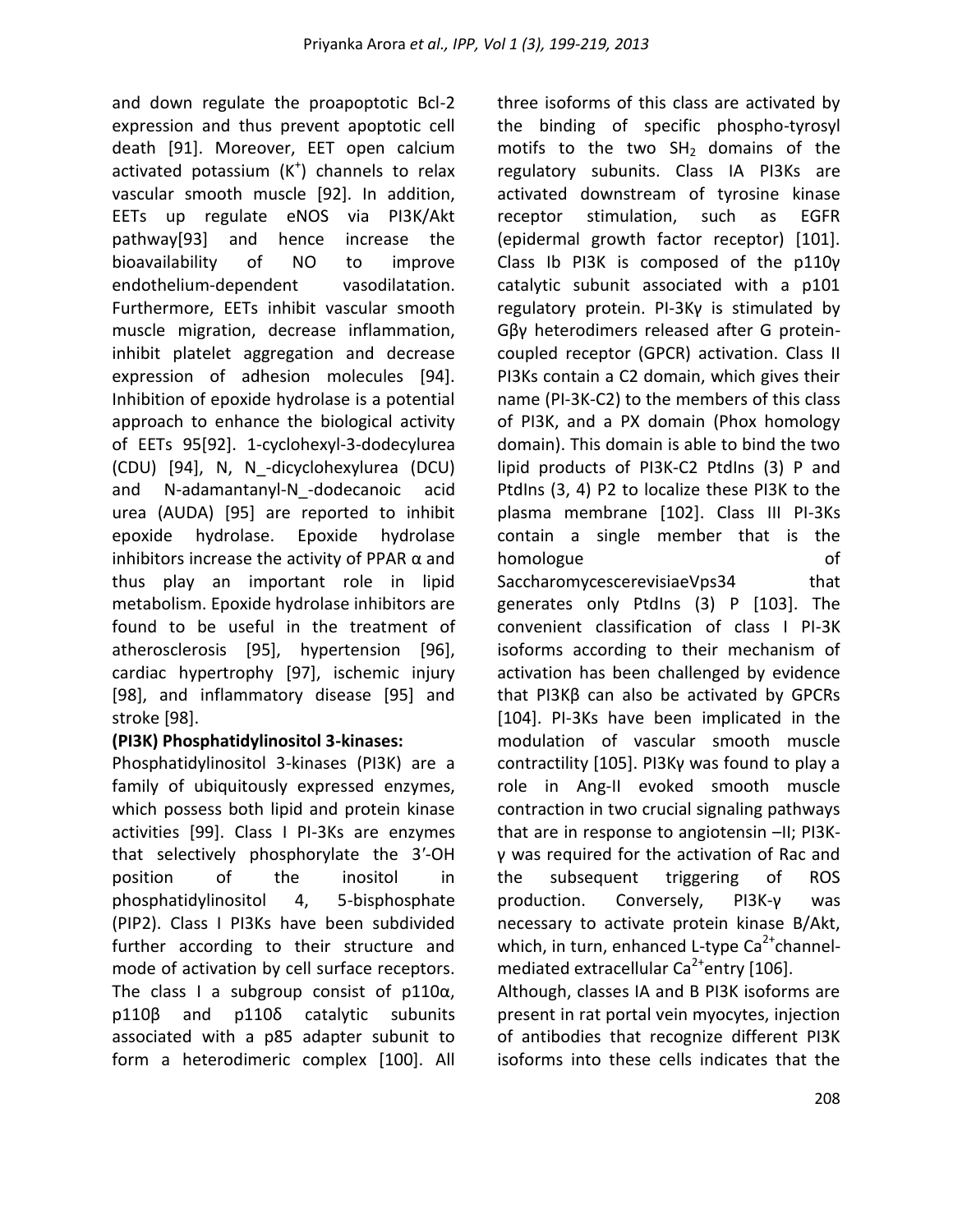and down regulate the proapoptotic Bcl-2 expression and thus prevent apoptotic cell death [91]. Moreover, EET open calcium activated potassium ($K^+$) channels to relax vascular smooth muscle [92]. In addition, EETs up regulate eNOS via PI3K/Akt pathway[93] and hence increase the bioavailability of NO to improve endothelium-dependent vasodilatation. Furthermore, EETs inhibit vascular smooth muscle migration, decrease inflammation, inhibit platelet aggregation and decrease expression of adhesion molecules [94]. Inhibition of epoxide hydrolase is a potential approach to enhance the biological activity of EETs 95[92]. 1-cyclohexyl-3-dodecylurea (CDU) [94], N, N_-dicyclohexylurea (DCU) and N-adamantanyl-N_-dodecanoic acid urea (AUDA) [95] are reported to inhibit epoxide hydrolase. Epoxide hydrolase inhibitors increase the activity of PPAR α and thus play an important role in lipid metabolism. Epoxide hydrolase inhibitors are found to be useful in the treatment of atherosclerosis [95], hypertension [96], cardiac hypertrophy [97], ischemic injury [98], and inflammatory disease [95] and stroke [98].

**(PI3K) Phosphatidylinositol 3-kinases:**

Phosphatidylinositol 3-kinases (PI3K) are a family of ubiquitously expressed enzymes, which possess both lipid and protein kinase activities [99]. Class I PI-3Ks are enzymes that selectively phosphorylate the 3′-OH position of the inositol in phosphatidylinositol 4, 5-bisphosphate (PIP2). Class I PI3Ks have been subdivided further according to their structure and mode of activation by cell surface receptors. The class I a subgroup consist of p110α, p110β and p110δ catalytic subunits associated with a p85 adapter subunit to form a heterodimeric complex [100]. All three isoforms of this class are activated by the binding of specific phospho-tyrosyl motifs to the two $SH_2$ domains of the regulatory subunits. Class IA PI3Ks are activated downstream of tyrosine kinase receptor stimulation, such as EGFR (epidermal growth factor receptor) [101]. Class Ib PI3K is composed of the p110γ catalytic subunit associated with a p101 regulatory protein. PI-3Kγ is stimulated by Gβγ heterodimers released after G protein-coupled receptor (GPCR) activation. Class II PI3Ks contain a C2 domain, which gives their name (PI-3K-C2) to the members of this class of PI3K, and a PX domain (Phox homology domain). This domain is able to bind the two lipid products of PI3K-C2 PtdIns (3) P and PtdIns (3, 4) P2 to localize these PI3K to the plasma membrane [102]. Class III PI-3Ks contain a single member that is the homologue of SaccharomycescerevisiaeVps34 that generates only PtdIns (3) P [103]. The convenient classification of class I PI-3K isoforms according to their mechanism of activation has been challenged by evidence that PI3Kβ can also be activated by GPCRs [104]. PI-3Ks have been implicated in the modulation of vascular smooth muscle contractility [105]. PI3Kγ was found to play a role in Ang-II evoked smooth muscle contraction in two crucial signaling pathways that are in response to angiotensin –II; PI3K-γ was required for the activation of Rac and the subsequent triggering of ROS production. Conversely, PI3K-γ was necessary to activate protein kinase B/Akt, which, in turn, enhanced L-type $Ca^{2+}$channel-mediated extracellular $Ca^{2+}$entry [106].

Although, classes IA and B PI3K isoforms are present in rat portal vein myocytes, injection of antibodies that recognize different PI3K isoforms into these cells indicates that the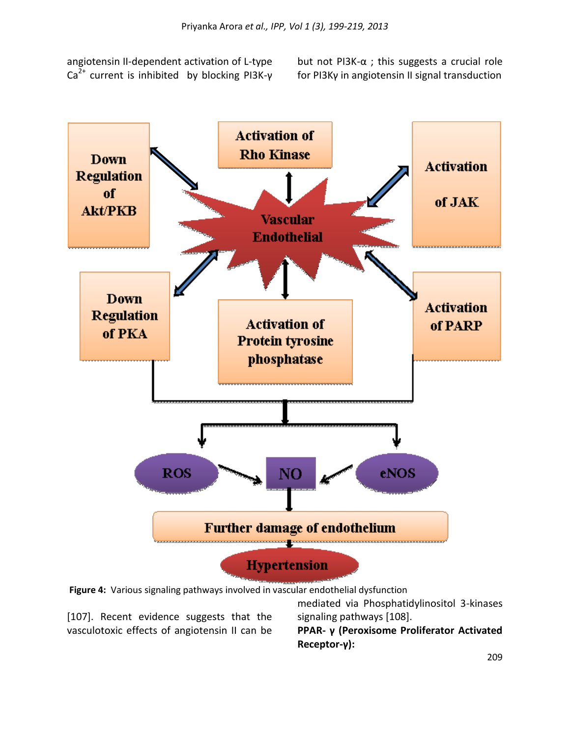angiotensin II-dependent activation of L-type $Ca^{2+}$ current is inhibited by blocking PI3K-γ but not PI3K-α ; this suggests a crucial role for PI3Kγ in angiotensin II signal transduction

**Figure 4:** Various signaling pathways involved in vascular endothelial dysfunction

[107]. Recent evidence suggests that the vasculotoxic effects of angiotensin II can be mediated via Phosphatidylinositol 3-kinases signaling pathways [108].

**PPAR- γ (Peroxisome Proliferator Activated Receptor-γ):**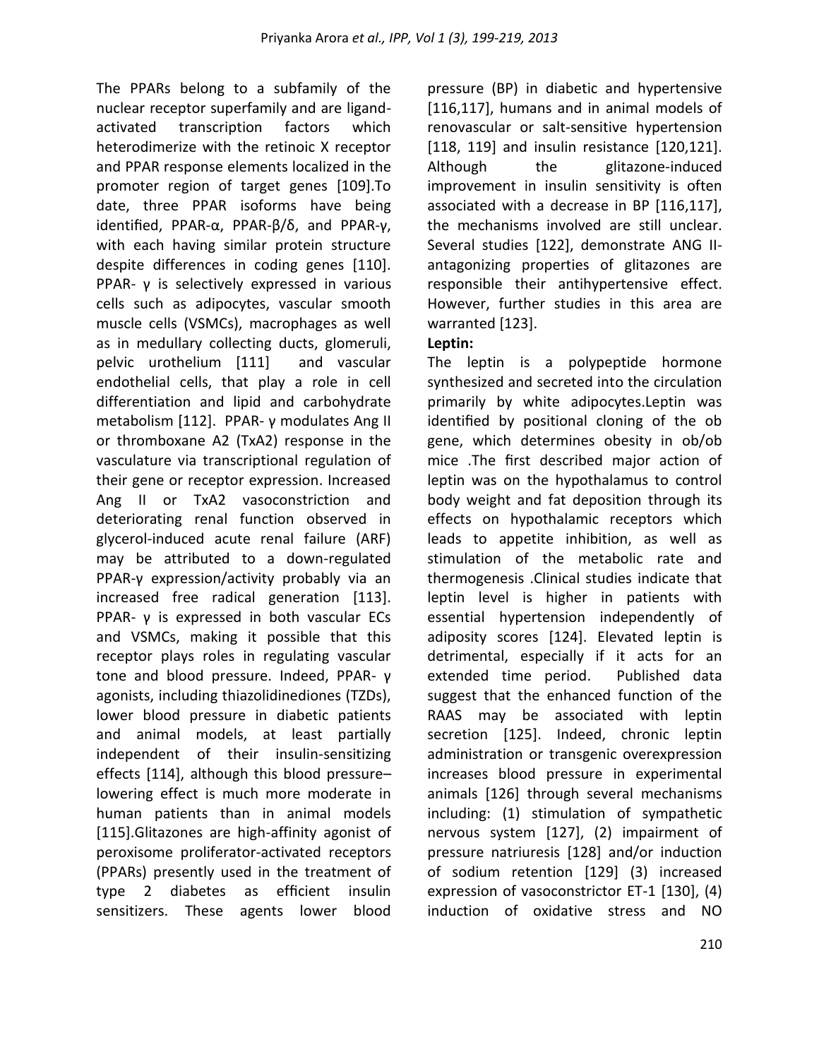The PPARs belong to a subfamily of the nuclear receptor superfamily and are ligand-activated transcription factors which heterodimerize with the retinoic X receptor and PPAR response elements localized in the promoter region of target genes [109].To date, three PPAR isoforms have being identified, PPAR-α, PPAR-β/δ, and PPAR-γ, with each having similar protein structure despite differences in coding genes [110]. PPAR- γ is selectively expressed in various cells such as adipocytes, vascular smooth muscle cells (VSMCs), macrophages as well as in medullary collecting ducts, glomeruli, pelvic urothelium [111] and vascular endothelial cells, that play a role in cell differentiation and lipid and carbohydrate metabolism [112]. PPAR- γ modulates Ang II or thromboxane A2 (TxA2) response in the vasculature via transcriptional regulation of their gene or receptor expression. Increased Ang II or TxA2 vasoconstriction and deteriorating renal function observed in glycerol-induced acute renal failure (ARF) may be attributed to a down-regulated PPAR-γ expression/activity probably via an increased free radical generation [113]. PPAR- γ is expressed in both vascular ECs and VSMCs, making it possible that this receptor plays roles in regulating vascular tone and blood pressure. Indeed, PPAR- γ agonists, including thiazolidinediones (TZDs), lower blood pressure in diabetic patients and animal models, at least partially independent of their insulin-sensitizing effects [114], although this blood pressure–lowering effect is much more moderate in human patients than in animal models [115].Glitazones are high-affinity agonist of peroxisome proliferator-activated receptors (PPARs) presently used in the treatment of type 2 diabetes as efficient insulin sensitizers. These agents lower blood pressure (BP) in diabetic and hypertensive [116,117], humans and in animal models of renovascular or salt-sensitive hypertension [118, 119] and insulin resistance [120,121]. Although the glitazone-induced improvement in insulin sensitivity is often associated with a decrease in BP [116,117], the mechanisms involved are still unclear. Several studies [122], demonstrate ANG II-antagonizing properties of glitazones are responsible their antihypertensive effect. However, further studies in this area are warranted [123].

**Leptin:**

The leptin is a polypeptide hormone synthesized and secreted into the circulation primarily by white adipocytes.Leptin was identified by positional cloning of the ob gene, which determines obesity in ob/ob mice .The first described major action of leptin was on the hypothalamus to control body weight and fat deposition through its effects on hypothalamic receptors which leads to appetite inhibition, as well as stimulation of the metabolic rate and thermogenesis .Clinical studies indicate that leptin level is higher in patients with essential hypertension independently of adiposity scores [124]. Elevated leptin is detrimental, especially if it acts for an extended time period. Published data suggest that the enhanced function of the RAAS may be associated with leptin secretion [125]. Indeed, chronic leptin administration or transgenic overexpression increases blood pressure in experimental animals [126] through several mechanisms including: (1) stimulation of sympathetic nervous system [127], (2) impairment of pressure natriuresis [128] and/or induction of sodium retention [129] (3) increased expression of vasoconstrictor ET-1 [130], (4) induction of oxidative stress and NO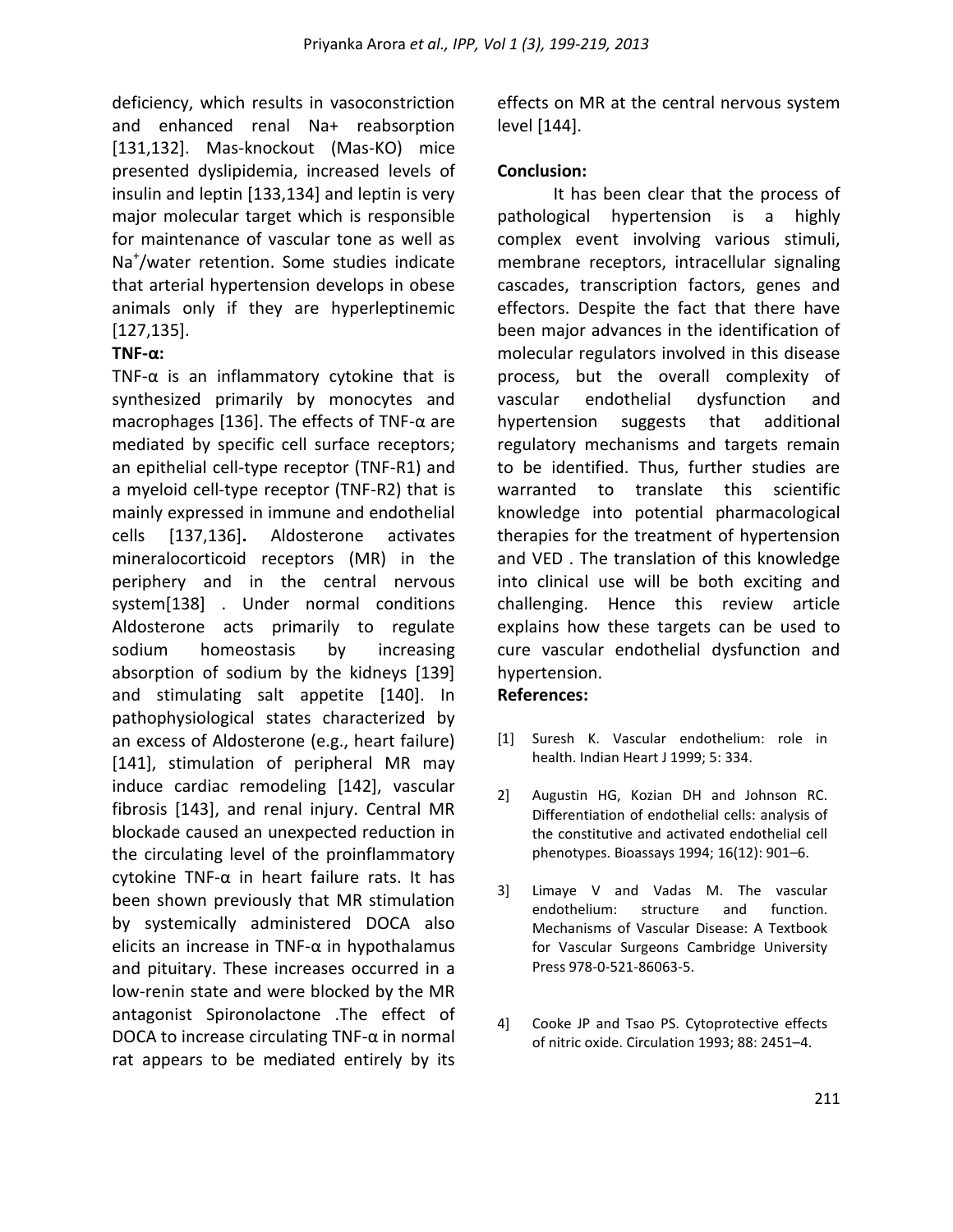deficiency, which results in vasoconstriction and enhanced renal Na+ reabsorption [131,132]. Mas-knockout (Mas-KO) mice presented dyslipidemia, increased levels of insulin and leptin [133,134] and leptin is very major molecular target which is responsible for maintenance of vascular tone as well as $Na^+$/water retention. Some studies indicate that arterial hypertension develops in obese animals only if they are hyperleptinemic [127,135].

**TNF-α:**

TNF-α is an inflammatory cytokine that is synthesized primarily by monocytes and macrophages [136]. The effects of TNF-α are mediated by specific cell surface receptors; an epithelial cell-type receptor (TNF-R1) and a myeloid cell-type receptor (TNF-R2) that is mainly expressed in immune and endothelial cells [137,136]. Aldosterone activates mineralocorticoid receptors (MR) in the periphery and in the central nervous system[138] . Under normal conditions Aldosterone acts primarily to regulate sodium homeostasis by increasing absorption of sodium by the kidneys [139] and stimulating salt appetite [140]. In pathophysiological states characterized by an excess of Aldosterone (e.g., heart failure) [141], stimulation of peripheral MR may induce cardiac remodeling [142], vascular fibrosis [143], and renal injury. Central MR blockade caused an unexpected reduction in the circulating level of the proinflammatory cytokine TNF-α in heart failure rats. It has been shown previously that MR stimulation by systemically administered DOCA also elicits an increase in TNF-α in hypothalamus and pituitary. These increases occurred in a low-renin state and were blocked by the MR antagonist Spironolactone .The effect of DOCA to increase circulating TNF-α in normal rat appears to be mediated entirely by its effects on MR at the central nervous system level [144].

**Conclusion:**

It has been clear that the process of pathological hypertension is a highly complex event involving various stimuli, membrane receptors, intracellular signaling cascades, transcription factors, genes and effectors. Despite the fact that there have been major advances in the identification of molecular regulators involved in this disease process, but the overall complexity of vascular endothelial dysfunction and hypertension suggests that additional regulatory mechanisms and targets remain to be identified. Thus, further studies are warranted to translate this scientific knowledge into potential pharmacological therapies for the treatment of hypertension and VED . The translation of this knowledge into clinical use will be both exciting and challenging. Hence this review article explains how these targets can be used to cure vascular endothelial dysfunction and hypertension.

**References:**

[1] Suresh K. Vascular endothelium: role in health. Indian Heart J 1999; 5: 334.

2] Augustin HG, Kozian DH and Johnson RC. Differentiation of endothelial cells: analysis of the constitutive and activated endothelial cell phenotypes. Bioassays 1994; 16(12): 901–6.

3] Limaye V and Vadas M. The vascular endothelium: structure and function. Mechanisms of Vascular Disease: A Textbook for Vascular Surgeons Cambridge University Press 978-0-521-86063-5.

4] Cooke JP and Tsao PS. Cytoprotective effects of nitric oxide. Circulation 1993; 88: 2451–4.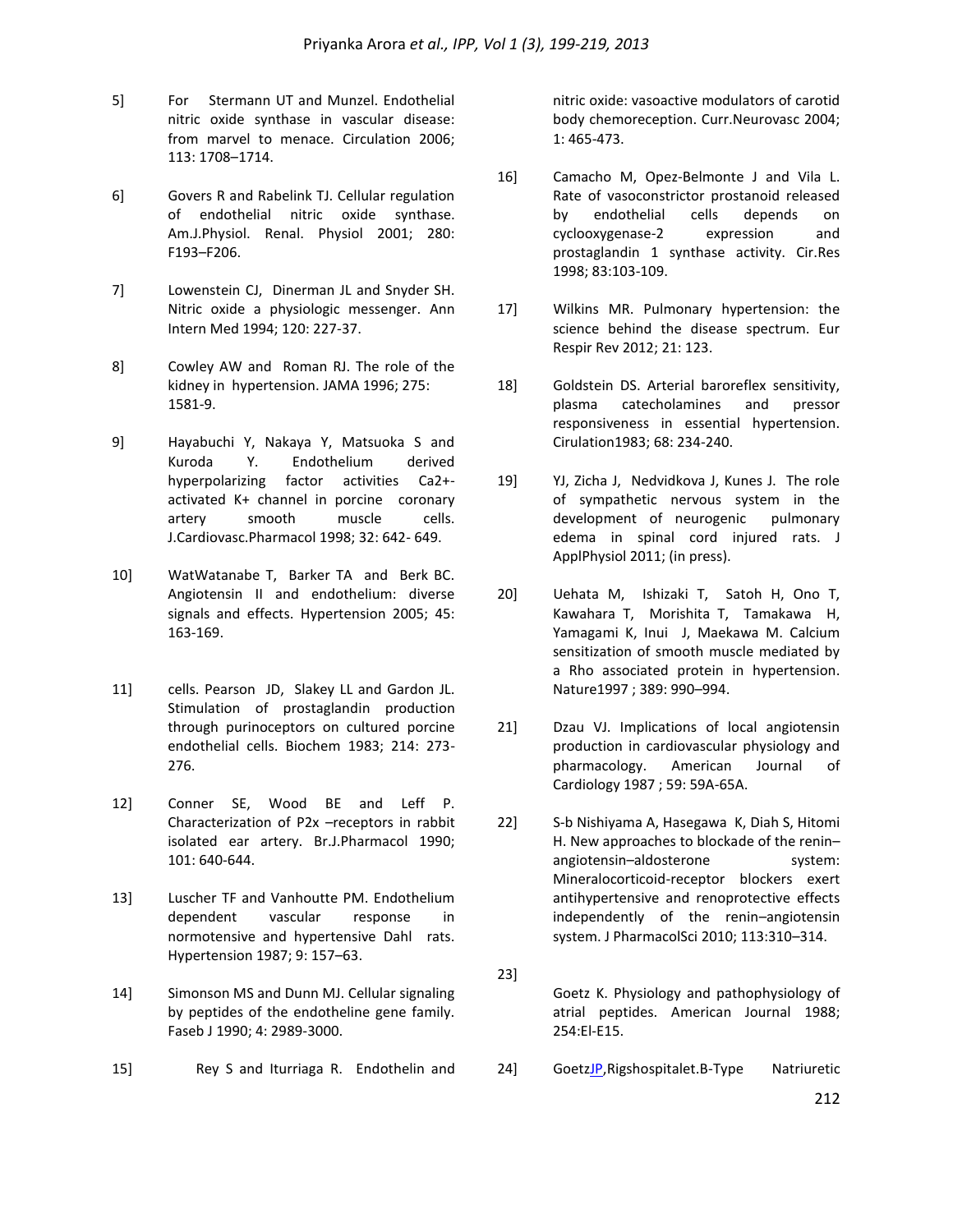5] For Stermann UT and Munzel. Endothelial nitric oxide synthase in vascular disease: from marvel to menace. Circulation 2006; 113: 1708–1714.

6] Govers R and Rabelink TJ. Cellular regulation of endothelial nitric oxide synthase. Am.J.Physiol. Renal. Physiol 2001; 280: F193–F206.

7] Lowenstein CJ, Dinerman JL and Snyder SH. Nitric oxide a physiologic messenger. Ann Intern Med 1994; 120: 227-37.

8] Cowley AW and Roman RJ. The role of the kidney in hypertension. JAMA 1996; 275: 1581-9.

9] Hayabuchi Y, Nakaya Y, Matsuoka S and Kuroda Y. Endothelium derived hyperpolarizing factor activities Ca2+-activated K+ channel in porcine coronary artery smooth muscle cells. J.Cardiovasc.Pharmacol 1998; 32: 642- 649.

10] WatWatanabe T, Barker TA and Berk BC. Angiotensin II and endothelium: diverse signals and effects. Hypertension 2005; 45: 163-169.

11] cells. Pearson JD, Slakey LL and Gardon JL. Stimulation of prostaglandin production through purinoceptors on cultured porcine endothelial cells. Biochem 1983; 214: 273-276.

12] Conner SE, Wood BE and Leff P. Characterization of P2x –receptors in rabbit isolated ear artery. Br.J.Pharmacol 1990; 101: 640-644.

13] Luscher TF and Vanhoutte PM. Endothelium dependent vascular response in normotensive and hypertensive Dahl rats. Hypertension 1987; 9: 157–63.

14] Simonson MS and Dunn MJ. Cellular signaling by peptides of the endotheline gene family. Faseb J 1990; 4: 2989-3000.

15] Rey S and Iturriaga R. Endothelin and nitric oxide: vasoactive modulators of carotid body chemoreception. Curr.Neurovasc 2004; 1: 465-473.

16] Camacho M, Opez-Belmonte J and Vila L. Rate of vasoconstrictor prostanoid released by endothelial cells depends on cyclooxygenase-2 expression and prostaglandin 1 synthase activity. Cir.Res 1998; 83:103-109.

17] Wilkins MR. Pulmonary hypertension: the science behind the disease spectrum. Eur Respir Rev 2012; 21: 123.

18] Goldstein DS. Arterial baroreflex sensitivity, plasma catecholamines and pressor responsiveness in essential hypertension. Cirulation1983; 68: 234-240.

19] YJ, Zicha J, Nedvidkova J, Kunes J. The role of sympathetic nervous system in the development of neurogenic pulmonary edema in spinal cord injured rats. J ApplPhysiol 2011; (in press).

20] Uehata M, Ishizaki T, Satoh H, Ono T, Kawahara T, Morishita T, Tamakawa H, Yamagami K, Inui J, Maekawa M. Calcium sensitization of smooth muscle mediated by a Rho associated protein in hypertension. Nature1997 ; 389: 990–994.

21] Dzau VJ. Implications of local angiotensin production in cardiovascular physiology and pharmacology. American Journal of Cardiology 1987 ; 59: 59A-65A.

22] S-b Nishiyama A, Hasegawa K, Diah S, Hitomi H. New approaches to blockade of the renin–angiotensin–aldosterone system: Mineralocorticoid-receptor blockers exert antihypertensive and renoprotective effects independently of the renin–angiotensin system. J PharmacolSci 2010; 113:310–314.

23] Goetz K. Physiology and pathophysiology of atrial peptides. American Journal 1988; 254:El-E15.

24] GoetzJP,Rigshospitalet.B-Type Natriuretic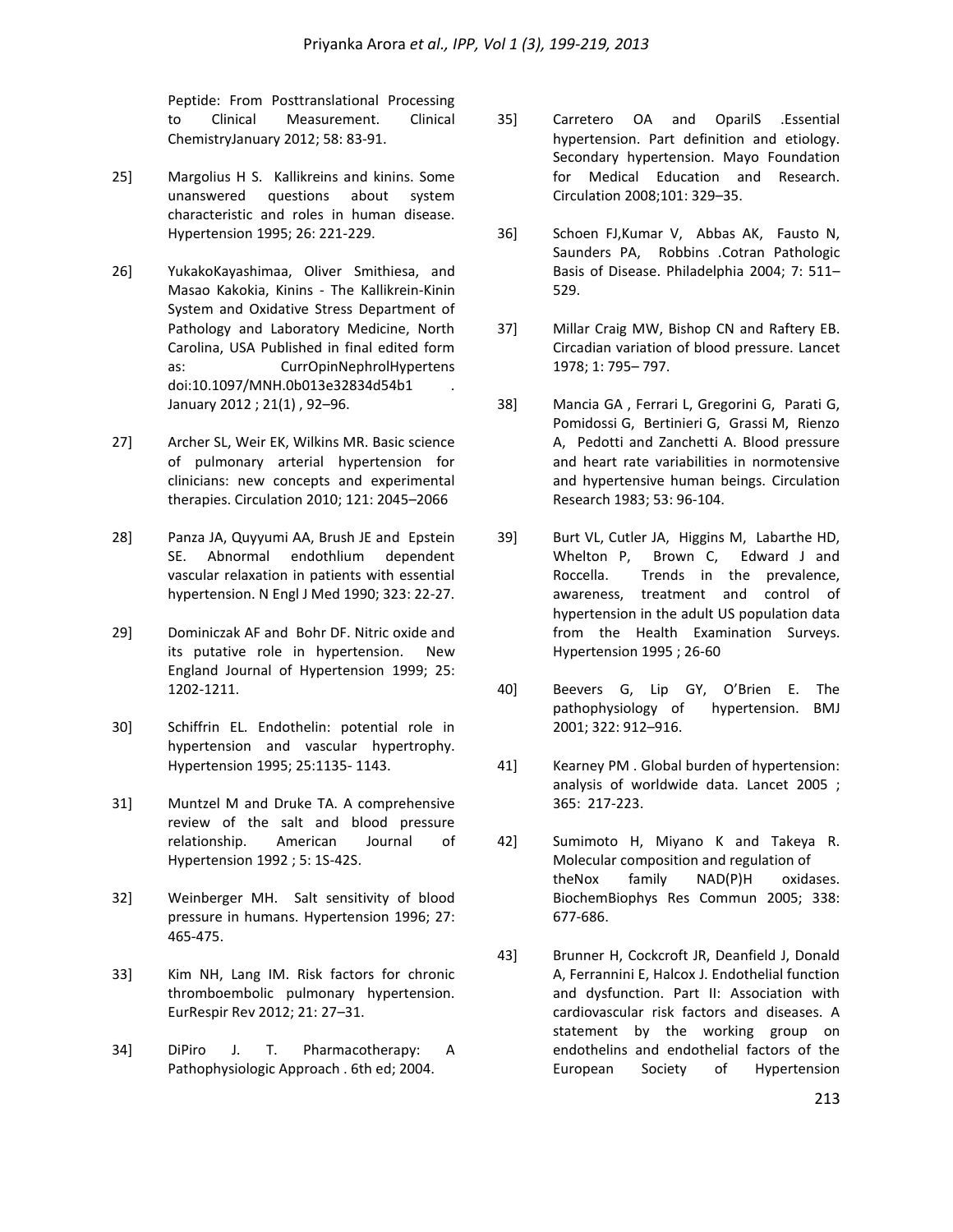Peptide: From Posttranslational Processing to Clinical Measurement. Clinical ChemistryJanuary 2012; 58: 83-91.

25] Margolius H S. Kallikreins and kinins. Some unanswered questions about system characteristic and roles in human disease. Hypertension 1995; 26: 221-229.

26] YukakoKayashimaa, Oliver Smithiesa, and Masao Kakokia, Kinins - The Kallikrein-Kinin System and Oxidative Stress Department of Pathology and Laboratory Medicine, North Carolina, USA Published in final edited form as: CurrOpinNephrolHypertens doi:10.1097/MNH.0b013e32834d54b1 . January 2012 ; 21(1) , 92–96.

27] Archer SL, Weir EK, Wilkins MR. Basic science of pulmonary arterial hypertension for clinicians: new concepts and experimental therapies. Circulation 2010; 121: 2045–2066

28] Panza JA, Quyyumi AA, Brush JE and Epstein SE. Abnormal endothlium dependent vascular relaxation in patients with essential hypertension. N Engl J Med 1990; 323: 22-27.

29] Dominiczak AF and Bohr DF. Nitric oxide and its putative role in hypertension. New England Journal of Hypertension 1999; 25: 1202-1211.

30] Schiffrin EL. Endothelin: potential role in hypertension and vascular hypertrophy. Hypertension 1995; 25:1135- 1143.

31] Muntzel M and Druke TA. A comprehensive review of the salt and blood pressure relationship. American Journal of Hypertension 1992 ; 5: 1S-42S.

32] Weinberger MH. Salt sensitivity of blood pressure in humans. Hypertension 1996; 27: 465-475.

33] Kim NH, Lang IM. Risk factors for chronic thromboembolic pulmonary hypertension. EurRespir Rev 2012; 21: 27–31.

34] DiPiro J. T. Pharmacotherapy: A Pathophysiologic Approach . 6th ed; 2004.

35] Carretero OA and OparilS .Essential hypertension. Part definition and etiology. Secondary hypertension. Mayo Foundation for Medical Education and Research. Circulation 2008;101: 329–35.

36] Schoen FJ,Kumar V, Abbas AK, Fausto N, Saunders PA, Robbins .Cotran Pathologic Basis of Disease. Philadelphia 2004; 7: 511–529.

37] Millar Craig MW, Bishop CN and Raftery EB. Circadian variation of blood pressure. Lancet 1978; 1: 795– 797.

38] Mancia GA , Ferrari L, Gregorini G, Parati G, Pomidossi G, Bertinieri G, Grassi M, Rienzo A, Pedotti and Zanchetti A. Blood pressure and heart rate variabilities in normotensive and hypertensive human beings. Circulation Research 1983; 53: 96-104.

39] Burt VL, Cutler JA, Higgins M, Labarthe HD, Whelton P, Brown C, Edward J and Roccella. Trends in the prevalence, awareness, treatment and control of hypertension in the adult US population data from the Health Examination Surveys. Hypertension 1995 ; 26-60

40] Beevers G, Lip GY, O'Brien E. The pathophysiology of hypertension. BMJ 2001; 322: 912–916.

41] Kearney PM . Global burden of hypertension: analysis of worldwide data. Lancet 2005 ; 365: 217-223.

42] Sumimoto H, Miyano K and Takeya R. Molecular composition and regulation of theNox family NAD(P)H oxidases. BiochemBiophys Res Commun 2005; 338: 677-686.

43] Brunner H, Cockcroft JR, Deanfield J, Donald A, Ferrannini E, Halcox J. Endothelial function and dysfunction. Part II: Association with cardiovascular risk factors and diseases. A statement by the working group on endothelins and endothelial factors of the European Society of Hypertension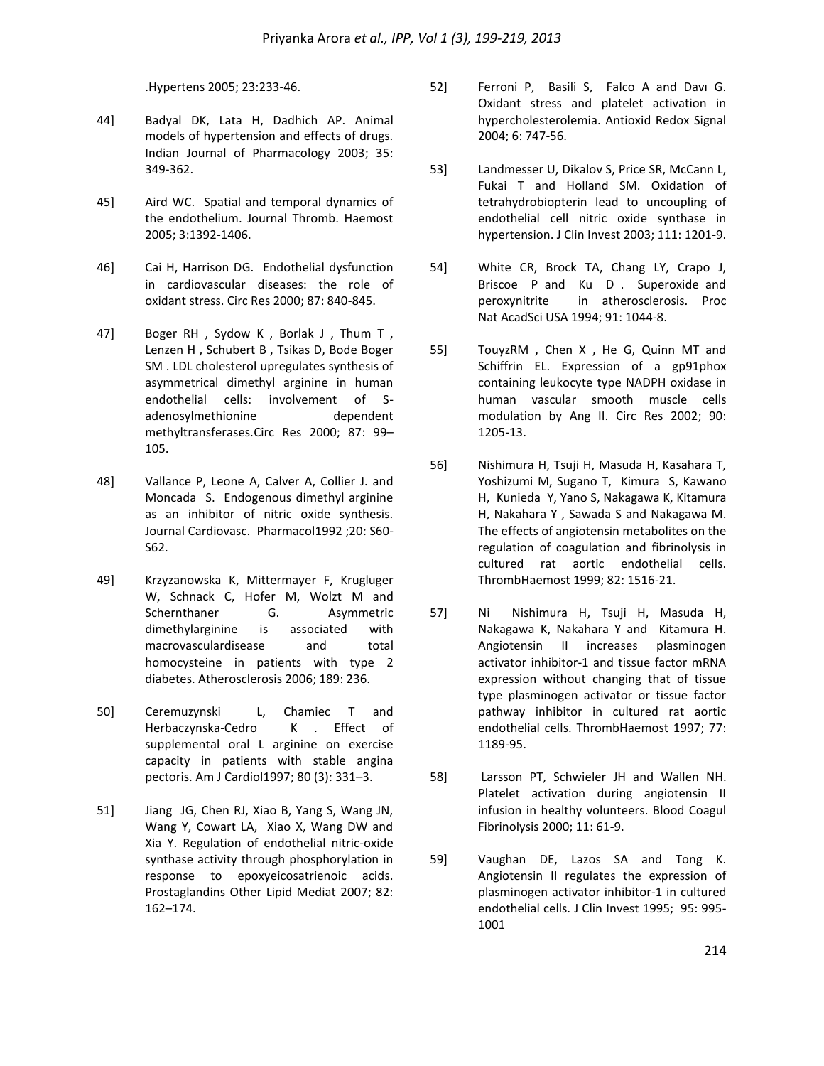.Hypertens 2005; 23:233-46.

44] Badyal DK, Lata H, Dadhich AP. Animal models of hypertension and effects of drugs. Indian Journal of Pharmacology 2003; 35: 349-362.

45] Aird WC. Spatial and temporal dynamics of the endothelium. Journal Thromb. Haemost 2005; 3:1392-1406.

46] Cai H, Harrison DG. Endothelial dysfunction in cardiovascular diseases: the role of oxidant stress. Circ Res 2000; 87: 840-845.

47] Boger RH , Sydow K , Borlak J , Thum T , Lenzen H , Schubert B , Tsikas D, Bode Boger SM . LDL cholesterol upregulates synthesis of asymmetrical dimethyl arginine in human endothelial cells: involvement of S-adenosylmethionine dependent methyltransferases.Circ Res 2000; 87: 99–105.

48] Vallance P, Leone A, Calver A, Collier J. and Moncada S. Endogenous dimethyl arginine as an inhibitor of nitric oxide synthesis. Journal Cardiovasc. Pharmacol1992 ;20: S60-S62.

49] Krzyzanowska K, Mittermayer F, Krugluger W, Schnack C, Hofer M, Wolzt M and Schernthaner G. Asymmetric dimethylarginine is associated with macrovasculardisease and total homocysteine in patients with type 2 diabetes. Atherosclerosis 2006; 189: 236.

50] Ceremuzynski L, Chamiec T and Herbaczynska-Cedro K . Effect of supplemental oral L arginine on exercise capacity in patients with stable angina pectoris. Am J Cardiol1997; 80 (3): 331–3.

51] Jiang JG, Chen RJ, Xiao B, Yang S, Wang JN, Wang Y, Cowart LA, Xiao X, Wang DW and Xia Y. Regulation of endothelial nitric-oxide synthase activity through phosphorylation in response to epoxyeicosatrienoic acids. Prostaglandins Other Lipid Mediat 2007; 82: 162–174.

52] Ferroni P, Basili S, Falco A and Davı G. Oxidant stress and platelet activation in hypercholesterolemia. Antioxid Redox Signal 2004; 6: 747-56.

53] Landmesser U, Dikalov S, Price SR, McCann L, Fukai T and Holland SM. Oxidation of tetrahydrobiopterin lead to uncoupling of endothelial cell nitric oxide synthase in hypertension. J Clin Invest 2003; 111: 1201-9.

54] White CR, Brock TA, Chang LY, Crapo J, Briscoe P and Ku D . Superoxide and peroxynitrite in atherosclerosis. Proc Nat AcadSci USA 1994; 91: 1044-8.

55] TouyzRM , Chen X , He G, Quinn MT and Schiffrin EL. Expression of a gp91phox containing leukocyte type NADPH oxidase in human vascular smooth muscle cells modulation by Ang II. Circ Res 2002; 90: 1205-13.

56] Nishimura H, Tsuji H, Masuda H, Kasahara T, Yoshizumi M, Sugano T, Kimura S, Kawano H, Kunieda Y, Yano S, Nakagawa K, Kitamura H, Nakahara Y , Sawada S and Nakagawa M. The effects of angiotensin metabolites on the regulation of coagulation and fibrinolysis in cultured rat aortic endothelial cells. ThrombHaemost 1999; 82: 1516-21.

57] Ni Nishimura H, Tsuji H, Masuda H, Nakagawa K, Nakahara Y and Kitamura H. Angiotensin II increases plasminogen activator inhibitor-1 and tissue factor mRNA expression without changing that of tissue type plasminogen activator or tissue factor pathway inhibitor in cultured rat aortic endothelial cells. ThrombHaemost 1997; 77: 1189-95.

58] Larsson PT, Schwieler JH and Wallen NH. Platelet activation during angiotensin II infusion in healthy volunteers. Blood Coagul Fibrinolysis 2000; 11: 61-9.

59] Vaughan DE, Lazos SA and Tong K. Angiotensin II regulates the expression of plasminogen activator inhibitor-1 in cultured endothelial cells. J Clin Invest 1995; 95: 995-1001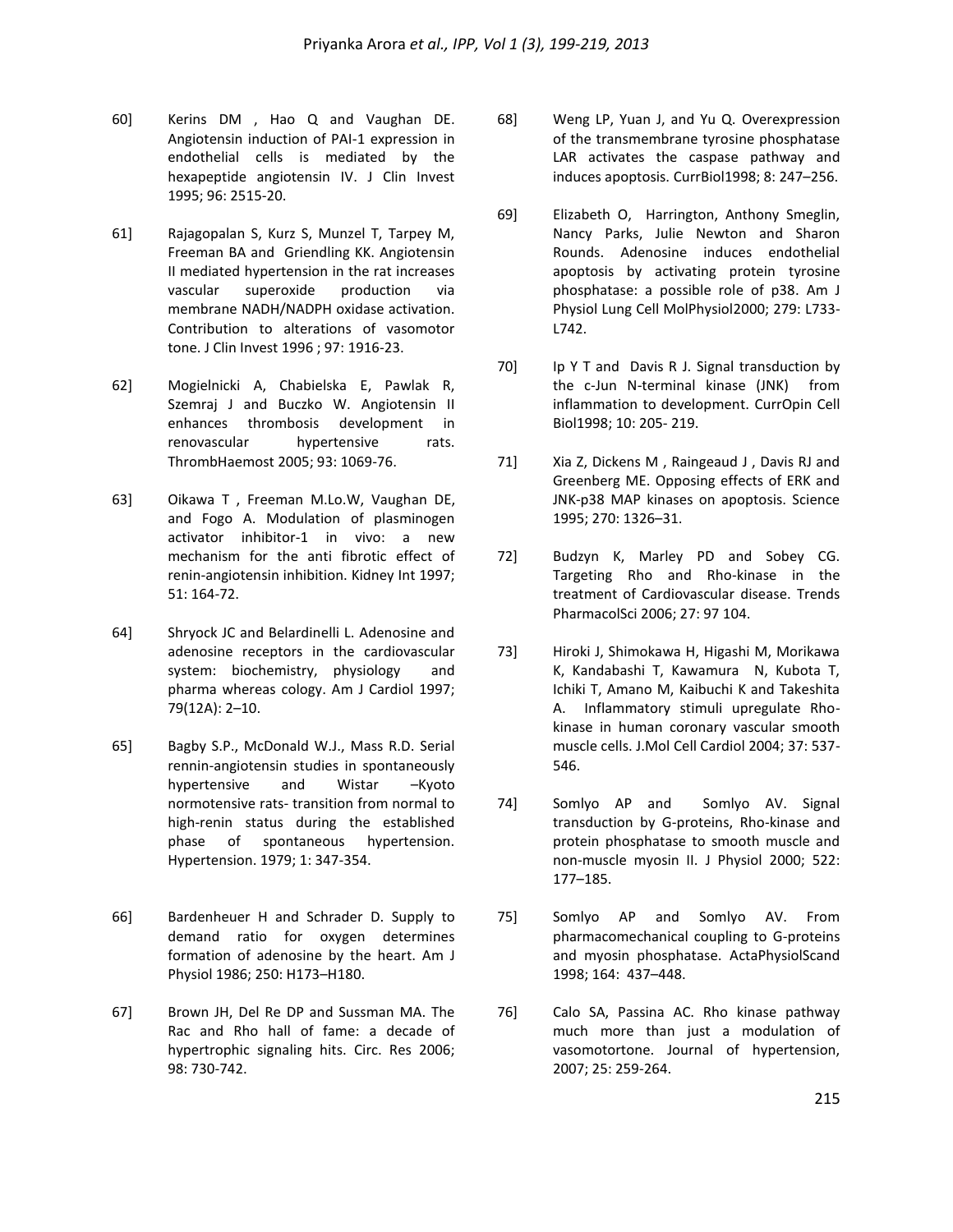60] Kerins DM , Hao Q and Vaughan DE. Angiotensin induction of PAI-1 expression in endothelial cells is mediated by the hexapeptide angiotensin IV. J Clin Invest 1995; 96: 2515-20.

61] Rajagopalan S, Kurz S, Munzel T, Tarpey M, Freeman BA and Griendling KK. Angiotensin II mediated hypertension in the rat increases vascular superoxide production via membrane NADH/NADPH oxidase activation. Contribution to alterations of vasomotor tone. J Clin Invest 1996 ; 97: 1916-23.

62] Mogielnicki A, Chabielska E, Pawlak R, Szemraj J and Buczko W. Angiotensin II enhances thrombosis development in renovascular hypertensive rats. ThrombHaemost 2005; 93: 1069-76.

63] Oikawa T , Freeman M.Lo.W, Vaughan DE, and Fogo A. Modulation of plasminogen activator inhibitor-1 in vivo: a new mechanism for the anti fibrotic effect of renin-angiotensin inhibition. Kidney Int 1997; 51: 164-72.

64] Shryock JC and Belardinelli L. Adenosine and adenosine receptors in the cardiovascular system: biochemistry, physiology and pharma whereas cology. Am J Cardiol 1997; 79(12A): 2–10.

65] Bagby S.P., McDonald W.J., Mass R.D. Serial rennin-angiotensin studies in spontaneously hypertensive and Wistar –Kyoto normotensive rats- transition from normal to high-renin status during the established phase of spontaneous hypertension. Hypertension. 1979; 1: 347-354.

66] Bardenheuer H and Schrader D. Supply to demand ratio for oxygen determines formation of adenosine by the heart. Am J Physiol 1986; 250: H173–H180.

67] Brown JH, Del Re DP and Sussman MA. The Rac and Rho hall of fame: a decade of hypertrophic signaling hits. Circ. Res 2006; 98: 730-742.

68] Weng LP, Yuan J, and Yu Q. Overexpression of the transmembrane tyrosine phosphatase LAR activates the caspase pathway and induces apoptosis. CurrBiol1998; 8: 247–256.

69] Elizabeth O, Harrington, Anthony Smeglin, Nancy Parks, Julie Newton and Sharon Rounds. Adenosine induces endothelial apoptosis by activating protein tyrosine phosphatase: a possible role of p38. Am J Physiol Lung Cell MolPhysiol2000; 279: L733-L742.

70] Ip Y T and Davis R J. Signal transduction by the c-Jun N-terminal kinase (JNK) from inflammation to development. CurrOpin Cell Biol1998; 10: 205- 219.

71] Xia Z, Dickens M , Raingeaud J , Davis RJ and Greenberg ME. Opposing effects of ERK and JNK-p38 MAP kinases on apoptosis. Science 1995; 270: 1326–31.

72] Budzyn K, Marley PD and Sobey CG. Targeting Rho and Rho-kinase in the treatment of Cardiovascular disease. Trends PharmacolSci 2006; 27: 97 104.

73] Hiroki J, Shimokawa H, Higashi M, Morikawa K, Kandabashi T, Kawamura N, Kubota T, Ichiki T, Amano M, Kaibuchi K and Takeshita A. Inflammatory stimuli upregulate Rho-kinase in human coronary vascular smooth muscle cells. J.Mol Cell Cardiol 2004; 37: 537-546.

74] Somlyo AP and Somlyo AV. Signal transduction by G-proteins, Rho-kinase and protein phosphatase to smooth muscle and non-muscle myosin II. J Physiol 2000; 522: 177–185.

75] Somlyo AP and Somlyo AV. From pharmacomechanical coupling to G-proteins and myosin phosphatase. ActaPhysiolScand 1998; 164: 437–448.

76] Calo SA, Passina AC. Rho kinase pathway much more than just a modulation of vasomotortone. Journal of hypertension, 2007; 25: 259-264.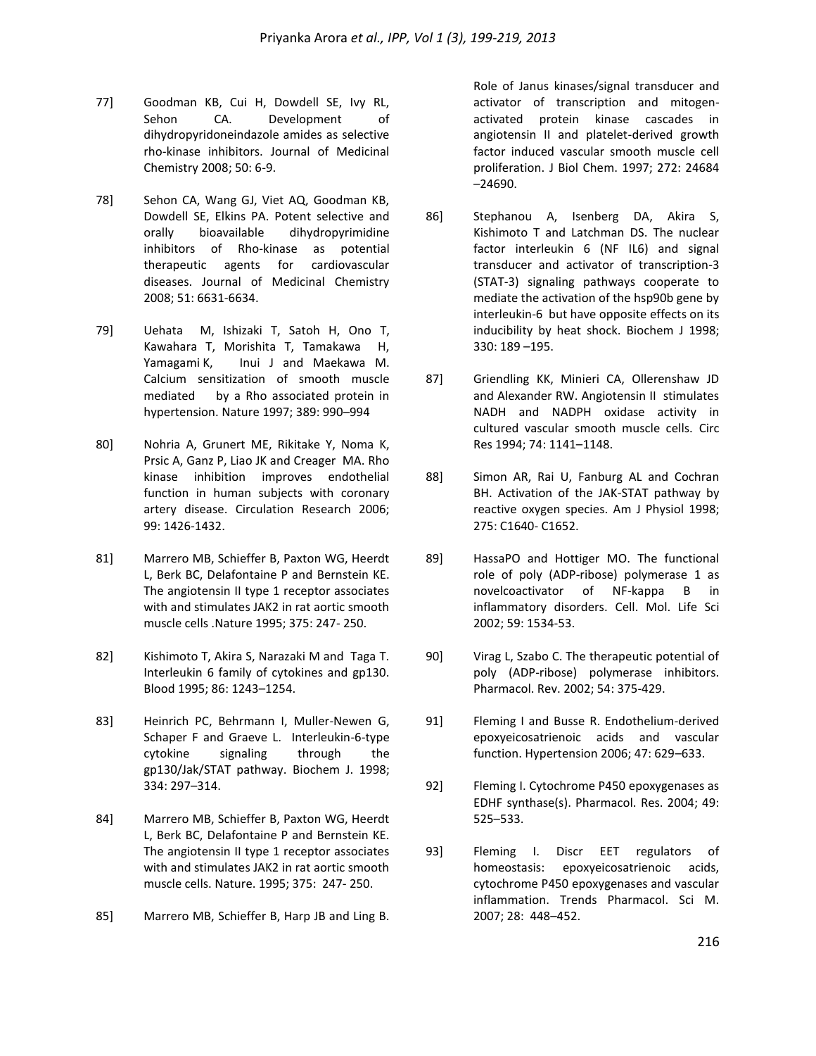77] Goodman KB, Cui H, Dowdell SE, Ivy RL, Sehon CA. Development of dihydropyridoneindazole amides as selective rho-kinase inhibitors. Journal of Medicinal Chemistry 2008; 50: 6-9.

78] Sehon CA, Wang GJ, Viet AQ, Goodman KB, Dowdell SE, Elkins PA. Potent selective and orally bioavailable dihydropyrimidine inhibitors of Rho-kinase as potential therapeutic agents for cardiovascular diseases. Journal of Medicinal Chemistry 2008; 51: 6631-6634.

79] Uehata M, Ishizaki T, Satoh H, Ono T, Kawahara T, Morishita T, Tamakawa H, Yamagami K, Inui J and Maekawa M. Calcium sensitization of smooth muscle mediated by a Rho associated protein in hypertension. Nature 1997; 389: 990–994

80] Nohria A, Grunert ME, Rikitake Y, Noma K, Prsic A, Ganz P, Liao JK and Creager MA. Rho kinase inhibition improves endothelial function in human subjects with coronary artery disease. Circulation Research 2006; 99: 1426-1432.

81] Marrero MB, Schieffer B, Paxton WG, Heerdt L, Berk BC, Delafontaine P and Bernstein KE. The angiotensin II type 1 receptor associates with and stimulates JAK2 in rat aortic smooth muscle cells .Nature 1995; 375: 247- 250.

82] Kishimoto T, Akira S, Narazaki M and Taga T. Interleukin 6 family of cytokines and gp130. Blood 1995; 86: 1243–1254.

83] Heinrich PC, Behrmann I, Muller-Newen G, Schaper F and Graeve L. Interleukin-6-type cytokine signaling through the gp130/Jak/STAT pathway. Biochem J. 1998; 334: 297–314.

84] Marrero MB, Schieffer B, Paxton WG, Heerdt L, Berk BC, Delafontaine P and Bernstein KE. The angiotensin II type 1 receptor associates with and stimulates JAK2 in rat aortic smooth muscle cells. Nature. 1995; 375: 247- 250.

85] Marrero MB, Schieffer B, Harp JB and Ling B. Role of Janus kinases/signal transducer and activator of transcription and mitogen-activated protein kinase cascades in angiotensin II and platelet-derived growth factor induced vascular smooth muscle cell proliferation. J Biol Chem. 1997; 272: 24684 –24690.

86] Stephanou A, Isenberg DA, Akira S, Kishimoto T and Latchman DS. The nuclear factor interleukin 6 (NF IL6) and signal transducer and activator of transcription-3 (STAT-3) signaling pathways cooperate to mediate the activation of the hsp90b gene by interleukin-6 but have opposite effects on its inducibility by heat shock. Biochem J 1998; 330: 189 –195.

87] Griendling KK, Minieri CA, Ollerenshaw JD and Alexander RW. Angiotensin II stimulates NADH and NADPH oxidase activity in cultured vascular smooth muscle cells. Circ Res 1994; 74: 1141–1148.

88] Simon AR, Rai U, Fanburg AL and Cochran BH. Activation of the JAK-STAT pathway by reactive oxygen species. Am J Physiol 1998; 275: C1640- C1652.

89] HassaPO and Hottiger MO. The functional role of poly (ADP-ribose) polymerase 1 as novelcoactivator of NF-kappa B in inflammatory disorders. Cell. Mol. Life Sci 2002; 59: 1534-53.

90] Virag L, Szabo C. The therapeutic potential of poly (ADP-ribose) polymerase inhibitors. Pharmacol. Rev. 2002; 54: 375-429.

91] Fleming I and Busse R. Endothelium-derived epoxyeicosatrienoic acids and vascular function. Hypertension 2006; 47: 629–633.

92] Fleming I. Cytochrome P450 epoxygenases as EDHF synthase(s). Pharmacol. Res. 2004; 49: 525–533.

93] Fleming I. Discr EET regulators of homeostasis: epoxyeicosatrienoic acids, cytochrome P450 epoxygenases and vascular inflammation. Trends Pharmacol. Sci M. 2007; 28: 448–452.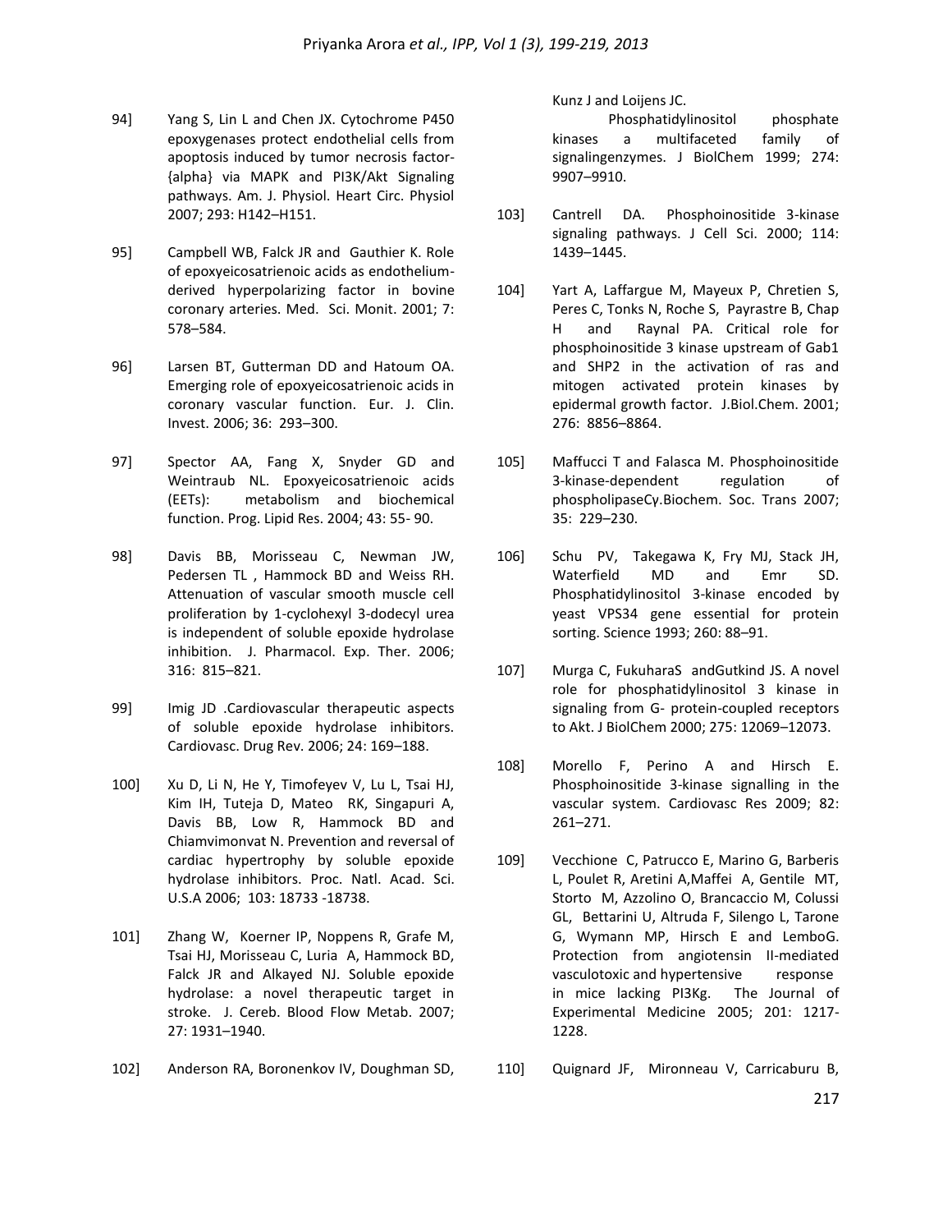94] Yang S, Lin L and Chen JX. Cytochrome P450 epoxygenases protect endothelial cells from apoptosis induced by tumor necrosis factor-{alpha} via MAPK and PI3K/Akt Signaling pathways. Am. J. Physiol. Heart Circ. Physiol 2007; 293: H142–H151.

95] Campbell WB, Falck JR and Gauthier K. Role of epoxyeicosatrienoic acids as endothelium-derived hyperpolarizing factor in bovine coronary arteries. Med. Sci. Monit. 2001; 7: 578–584.

96] Larsen BT, Gutterman DD and Hatoum OA. Emerging role of epoxyeicosatrienoic acids in coronary vascular function. Eur. J. Clin. Invest. 2006; 36: 293–300.

97] Spector AA, Fang X, Snyder GD and Weintraub NL. Epoxyeicosatrienoic acids (EETs): metabolism and biochemical function. Prog. Lipid Res. 2004; 43: 55- 90.

98] Davis BB, Morisseau C, Newman JW, Pedersen TL , Hammock BD and Weiss RH. Attenuation of vascular smooth muscle cell proliferation by 1-cyclohexyl 3-dodecyl urea is independent of soluble epoxide hydrolase inhibition. J. Pharmacol. Exp. Ther. 2006; 316: 815–821.

99] Imig JD .Cardiovascular therapeutic aspects of soluble epoxide hydrolase inhibitors. Cardiovasc. Drug Rev. 2006; 24: 169–188.

100] Xu D, Li N, He Y, Timofeyev V, Lu L, Tsai HJ, Kim IH, Tuteja D, Mateo RK, Singapuri A, Davis BB, Low R, Hammock BD and Chiamvimonvat N. Prevention and reversal of cardiac hypertrophy by soluble epoxide hydrolase inhibitors. Proc. Natl. Acad. Sci. U.S.A 2006; 103: 18733 -18738.

101] Zhang W, Koerner IP, Noppens R, Grafe M, Tsai HJ, Morisseau C, Luria A, Hammock BD, Falck JR and Alkayed NJ. Soluble epoxide hydrolase: a novel therapeutic target in stroke. J. Cereb. Blood Flow Metab. 2007; 27: 1931–1940.

102] Anderson RA, Boronenkov IV, Doughman SD, Kunz J and Loijens JC. Phosphatidylinositol phosphate kinases a multifaceted family of signalingenzymes. J BiolChem 1999; 274: 9907–9910.

103] Cantrell DA. Phosphoinositide 3-kinase signaling pathways. J Cell Sci. 2000; 114: 1439–1445.

104] Yart A, Laffargue M, Mayeux P, Chretien S, Peres C, Tonks N, Roche S, Payrastre B, Chap H and Raynal PA. Critical role for phosphoinositide 3 kinase upstream of Gab1 and SHP2 in the activation of ras and mitogen activated protein kinases by epidermal growth factor. J.Biol.Chem. 2001; 276: 8856–8864.

105] Maffucci T and Falasca M. Phosphoinositide 3-kinase-dependent regulation of phospholipaseCγ.Biochem. Soc. Trans 2007; 35: 229–230.

106] Schu PV, Takegawa K, Fry MJ, Stack JH, Waterfield MD and Emr SD. Phosphatidylinositol 3-kinase encoded by yeast VPS34 gene essential for protein sorting. Science 1993; 260: 88–91.

107] Murga C, FukuharaS andGutkind JS. A novel role for phosphatidylinositol 3 kinase in signaling from G- protein-coupled receptors to Akt. J BiolChem 2000; 275: 12069–12073.

108] Morello F, Perino A and Hirsch E. Phosphoinositide 3-kinase signalling in the vascular system. Cardiovasc Res 2009; 82: 261–271.

109] Vecchione C, Patrucco E, Marino G, Barberis L, Poulet R, Aretini A,Maffei A, Gentile MT, Storto M, Azzolino O, Brancaccio M, Colussi GL, Bettarini U, Altruda F, Silengo L, Tarone G, Wymann MP, Hirsch E and LemboG. Protection from angiotensin II-mediated vasculotoxic and hypertensive response in mice lacking PI3Kg. The Journal of Experimental Medicine 2005; 201: 1217-1228.

110] Quignard JF, Mironneau V, Carricaburu B,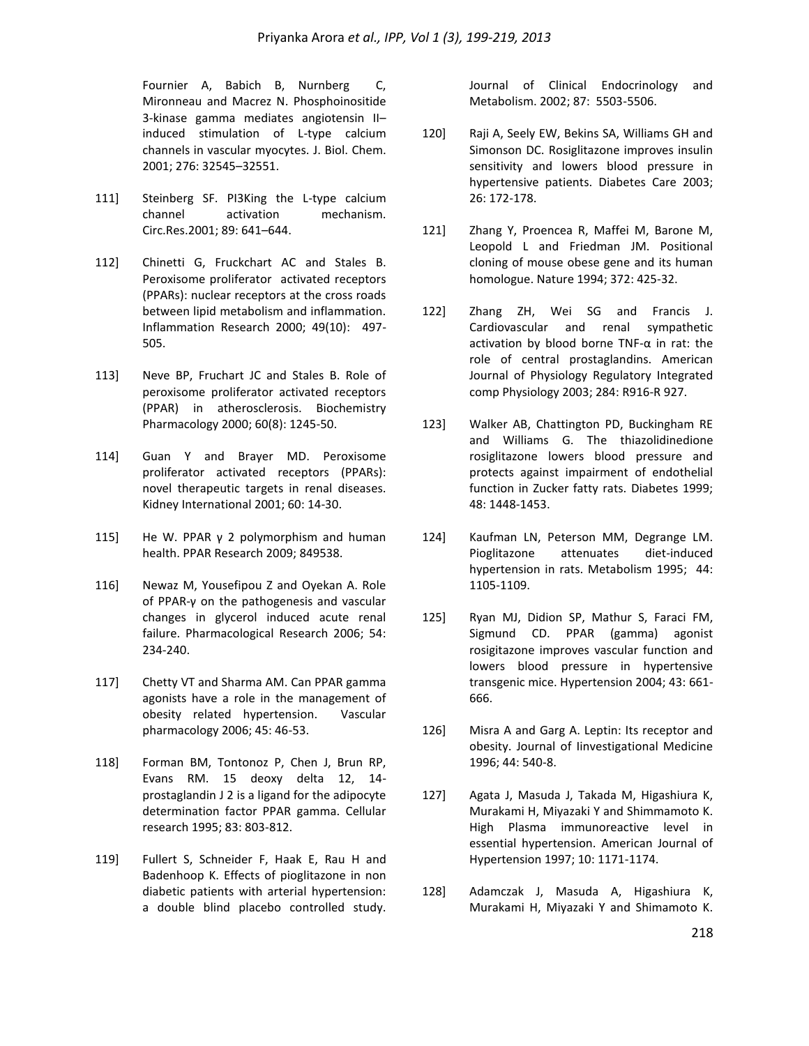Fournier A, Babich B, Nurnberg C, Mironneau and Macrez N. Phosphoinositide 3-kinase gamma mediates angiotensin II–induced stimulation of L-type calcium channels in vascular myocytes. J. Biol. Chem. 2001; 276: 32545–32551.

111] Steinberg SF. PI3King the L-type calcium channel activation mechanism. Circ.Res.2001; 89: 641–644.

112] Chinetti G, Fruckchart AC and Stales B. Peroxisome proliferator activated receptors (PPARs): nuclear receptors at the cross roads between lipid metabolism and inflammation. Inflammation Research 2000; 49(10): 497-505.

113] Neve BP, Fruchart JC and Stales B. Role of peroxisome proliferator activated receptors (PPAR) in atherosclerosis. Biochemistry Pharmacology 2000; 60(8): 1245-50.

114] Guan Y and Brayer MD. Peroxisome proliferator activated receptors (PPARs): novel therapeutic targets in renal diseases. Kidney International 2001; 60: 14-30.

115] He W. PPAR γ 2 polymorphism and human health. PPAR Research 2009; 849538.

116] Newaz M, Yousefipou Z and Oyekan A. Role of PPAR-γ on the pathogenesis and vascular changes in glycerol induced acute renal failure. Pharmacological Research 2006; 54: 234-240.

117] Chetty VT and Sharma AM. Can PPAR gamma agonists have a role in the management of obesity related hypertension. Vascular pharmacology 2006; 45: 46-53.

118] Forman BM, Tontonoz P, Chen J, Brun RP, Evans RM. 15 deoxy delta 12, 14-prostaglandin J 2 is a ligand for the adipocyte determination factor PPAR gamma. Cellular research 1995; 83: 803-812.

119] Fullert S, Schneider F, Haak E, Rau H and Badenhoop K. Effects of pioglitazone in non diabetic patients with arterial hypertension: a double blind placebo controlled study. Journal of Clinical Endocrinology and Metabolism. 2002; 87: 5503-5506.

120] Raji A, Seely EW, Bekins SA, Williams GH and Simonson DC. Rosiglitazone improves insulin sensitivity and lowers blood pressure in hypertensive patients. Diabetes Care 2003; 26: 172-178.

121] Zhang Y, Proencea R, Maffei M, Barone M, Leopold L and Friedman JM. Positional cloning of mouse obese gene and its human homologue. Nature 1994; 372: 425-32.

122] Zhang ZH, Wei SG and Francis J. Cardiovascular and renal sympathetic activation by blood borne TNF-α in rat: the role of central prostaglandins. American Journal of Physiology Regulatory Integrated comp Physiology 2003; 284: R916-R 927.

123] Walker AB, Chattington PD, Buckingham RE and Williams G. The thiazolidinedione rosiglitazone lowers blood pressure and protects against impairment of endothelial function in Zucker fatty rats. Diabetes 1999; 48: 1448-1453.

124] Kaufman LN, Peterson MM, Degrange LM. Pioglitazone attenuates diet-induced hypertension in rats. Metabolism 1995; 44: 1105-1109.

125] Ryan MJ, Didion SP, Mathur S, Faraci FM, Sigmund CD. PPAR (gamma) agonist rosigitazone improves vascular function and lowers blood pressure in hypertensive transgenic mice. Hypertension 2004; 43: 661-666.

126] Misra A and Garg A. Leptin: Its receptor and obesity. Journal of Iinvestigational Medicine 1996; 44: 540-8.

127] Agata J, Masuda J, Takada M, Higashiura K, Murakami H, Miyazaki Y and Shimmamoto K. High Plasma immunoreactive level in essential hypertension. American Journal of Hypertension 1997; 10: 1171-1174.

128] Adamczak J, Masuda A, Higashiura K, Murakami H, Miyazaki Y and Shimamoto K.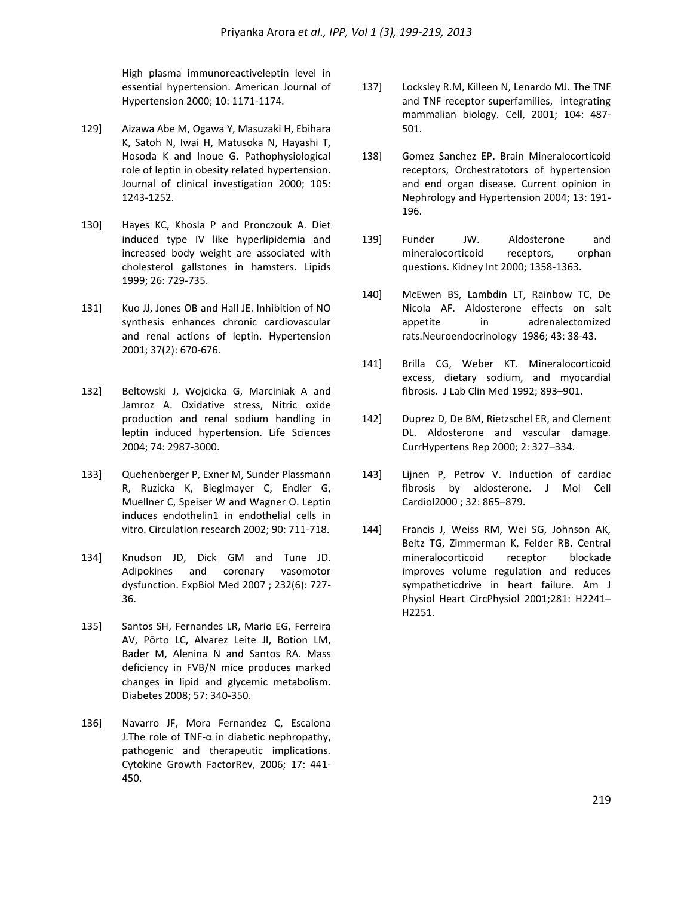High plasma immunoreactiveleptin level in essential hypertension. American Journal of Hypertension 2000; 10: 1171-1174.

129] Aizawa Abe M, Ogawa Y, Masuzaki H, Ebihara K, Satoh N, Iwai H, Matusoka N, Hayashi T, Hosoda K and Inoue G. Pathophysiological role of leptin in obesity related hypertension. Journal of clinical investigation 2000; 105: 1243-1252.

130] Hayes KC, Khosla P and Pronczouk A. Diet induced type IV like hyperlipidemia and increased body weight are associated with cholesterol gallstones in hamsters. Lipids 1999; 26: 729-735.

131] Kuo JJ, Jones OB and Hall JE. Inhibition of NO synthesis enhances chronic cardiovascular and renal actions of leptin. Hypertension 2001; 37(2): 670-676.

132] Beltowski J, Wojcicka G, Marciniak A and Jamroz A. Oxidative stress, Nitric oxide production and renal sodium handling in leptin induced hypertension. Life Sciences 2004; 74: 2987-3000.

133] Quehenberger P, Exner M, Sunder Plassmann R, Ruzicka K, Bieglmayer C, Endler G, Muellner C, Speiser W and Wagner O. Leptin induces endothelin1 in endothelial cells in vitro. Circulation research 2002; 90: 711-718.

134] Knudson JD, Dick GM and Tune JD. Adipokines and coronary vasomotor dysfunction. ExpBiol Med 2007 ; 232(6): 727-36.

135] Santos SH, Fernandes LR, Mario EG, Ferreira AV, Pôrto LC, Alvarez Leite JI, Botion LM, Bader M, Alenina N and Santos RA. Mass deficiency in FVB/N mice produces marked changes in lipid and glycemic metabolism. Diabetes 2008; 57: 340-350.

136] Navarro JF, Mora Fernandez C, Escalona J.The role of TNF-α in diabetic nephropathy, pathogenic and therapeutic implications. Cytokine Growth FactorRev, 2006; 17: 441-450.

137] Locksley R.M, Killeen N, Lenardo MJ. The TNF and TNF receptor superfamilies, integrating mammalian biology. Cell, 2001; 104: 487-501.

138] Gomez Sanchez EP. Brain Mineralocorticoid receptors, Orchestratotors of hypertension and end organ disease. Current opinion in Nephrology and Hypertension 2004; 13: 191-196.

139] Funder JW. Aldosterone and mineralocorticoid receptors, orphan questions. Kidney Int 2000; 1358-1363.

140] McEwen BS, Lambdin LT, Rainbow TC, De Nicola AF. Aldosterone effects on salt appetite in adrenalectomized rats.Neuroendocrinology 1986; 43: 38-43.

141] Brilla CG, Weber KT. Mineralocorticoid excess, dietary sodium, and myocardial fibrosis. J Lab Clin Med 1992; 893–901.

142] Duprez D, De BM, Rietzschel ER, and Clement DL. Aldosterone and vascular damage. CurrHypertens Rep 2000; 2: 327–334.

143] Lijnen P, Petrov V. Induction of cardiac fibrosis by aldosterone. J Mol Cell Cardiol2000 ; 32: 865–879.

144] Francis J, Weiss RM, Wei SG, Johnson AK, Beltz TG, Zimmerman K, Felder RB. Central mineralocorticoid receptor blockade improves volume regulation and reduces sympatheticdrive in heart failure. Am J Physiol Heart CircPhysiol 2001;281: H2241–H2251.